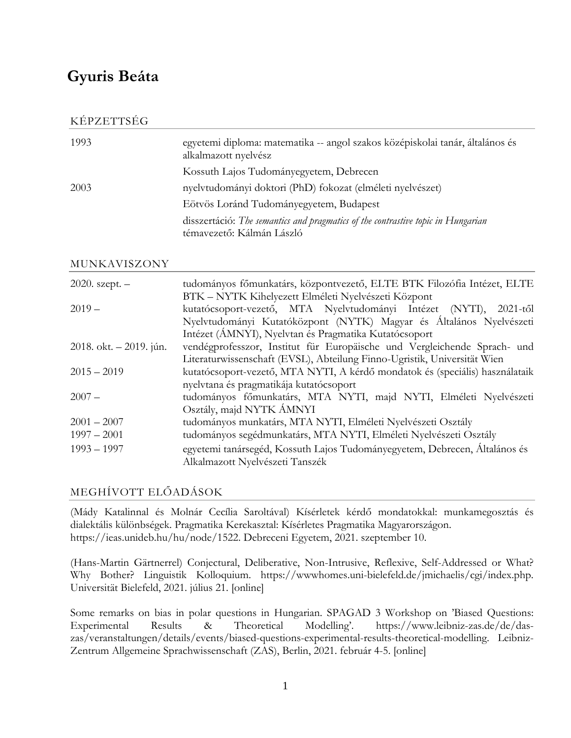# Gyuris Beáta

## KÉPZETTSÉG

| | |
|---|---|
| 1993 | egyetemi diploma: matematika -- angol szakos középiskolai tanár, általános és alkalmazott nyelvész |
| | Kossuth Lajos Tudományegyetem, Debrecen |
| 2003 | nyelvtudományi doktori (PhD) fokozat (elméleti nyelvészet) |
| | Eötvös Loránd Tudományegyetem, Budapest |
| | disszertáció: *The semantics and pragmatics of the contrastive topic in Hungarian* témavezető: Kálmán László |

## MUNKAVISZONY

| | |
|---|---|
| 2020. szept. – | tudományos főmunkatárs, központvezető, ELTE BTK Filozófia Intézet, ELTE BTK – NYTK Kihelyezett Elméleti Nyelvészeti Központ |
| 2019 – | kutatócsoport-vezető, MTA Nyelvtudományi Intézet (NYTI), 2021-től Nyelvtudományi Kutatóközpont (NYTK) Magyar és Általános Nyelvészeti Intézet (ÁMNYI), Nyelvtan és Pragmatika Kutatócsoport |
| 2018. okt. – 2019. jún. | vendégprofesszor, Institut für Europäische und Vergleichende Sprach- und Literaturwissenschaft (EVSL), Abteilung Finno-Ugristik, Universität Wien |
| 2015 – 2019 | kutatócsoport-vezető, MTA NYTI, A kérdő mondatok és (speciális) használataik nyelvtana és pragmatikája kutatócsoport |
| 2007 – | tudományos főmunkatárs, MTA NYTI, majd NYTI, Elméleti Nyelvészeti Osztály, majd NYTK ÁMNYI |
| 2001 – 2007 | tudományos munkatárs, MTA NYTI, Elméleti Nyelvészeti Osztály |
| 1997 – 2001 | tudományos segédmunkatárs, MTA NYTI, Elméleti Nyelvészeti Osztály |
| 1993 – 1997 | egyetemi tanársegéd, Kossuth Lajos Tudományegyetem, Debrecen, Általános és Alkalmazott Nyelvészeti Tanszék |

## MEGHÍVOTT ELŐADÁSOK

(Mády Katalinnal és Molnár Cecília Saroltával) Kísérletek kérdő mondatokkal: munkamegosztás és dialektális különbségek. Pragmatika Kerekasztal: Kísérletes Pragmatika Magyarországon. https://ieas.unideb.hu/hu/node/1522. Debreceni Egyetem, 2021. szeptember 10.

(Hans-Martin Gärtnerrel) Conjectural, Deliberative, Non-Intrusive, Reflexive, Self-Addressed or What? Why Bother? Linguistik Kolloquium. https://wwwhomes.uni-bielefeld.de/jmichaelis/cgi/index.php. Universität Bielefeld, 2021. július 21. [online]

Some remarks on bias in polar questions in Hungarian. SPAGAD 3 Workshop on 'Biased Questions: Experimental Results & Theoretical Modelling'. https://www.leibniz-zas.de/de/das-zas/veranstaltungen/details/events/biased-questions-experimental-results-theoretical-modelling. Leibniz-Zentrum Allgemeine Sprachwissenschaft (ZAS), Berlin, 2021. február 4-5. [online]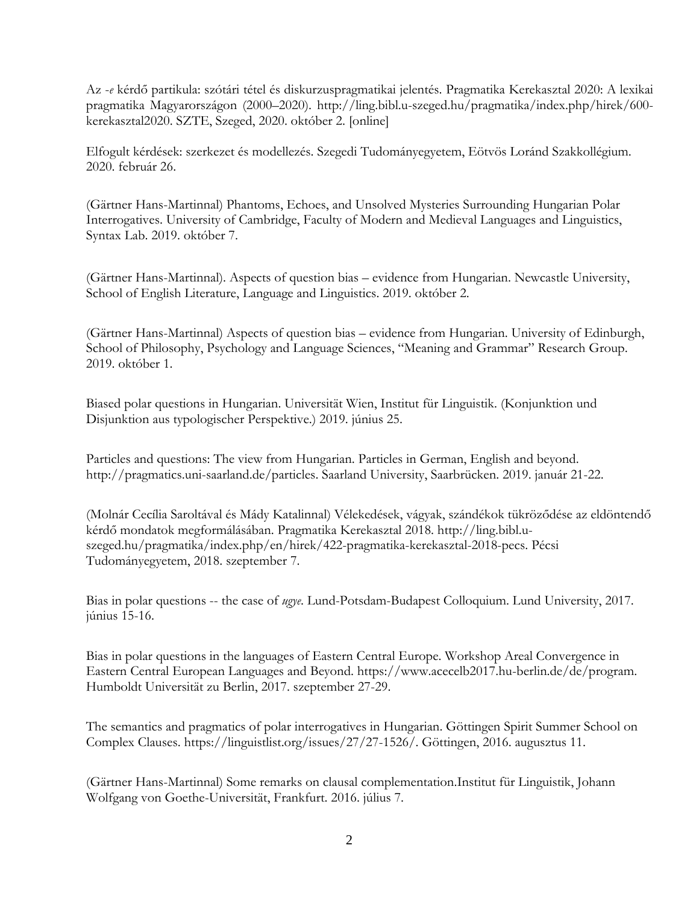Az *-e* kérdő partikula: szótári tétel és diskurzuspragmatikai jelentés. Pragmatika Kerekasztal 2020: A lexikai pragmatika Magyarországon (2000–2020). http://ling.bibl.u-szeged.hu/pragmatika/index.php/hirek/600-kerekasztal2020. SZTE, Szeged, 2020. október 2. [online]

Elfogult kérdések: szerkezet és modellezés. Szegedi Tudományegyetem, Eötvös Loránd Szakkollégium. 2020. február 26.

(Gärtner Hans-Martinnal) Phantoms, Echoes, and Unsolved Mysteries Surrounding Hungarian Polar Interrogatives. University of Cambridge, Faculty of Modern and Medieval Languages and Linguistics, Syntax Lab. 2019. október 7.

(Gärtner Hans-Martinnal). Aspects of question bias – evidence from Hungarian. Newcastle University, School of English Literature, Language and Linguistics. 2019. október 2.

(Gärtner Hans-Martinnal) Aspects of question bias – evidence from Hungarian. University of Edinburgh, School of Philosophy, Psychology and Language Sciences, "Meaning and Grammar" Research Group. 2019. október 1.

Biased polar questions in Hungarian. Universität Wien, Institut für Linguistik. (Konjunktion und Disjunktion aus typologischer Perspektive.) 2019. június 25.

Particles and questions: The view from Hungarian. Particles in German, English and beyond. http://pragmatics.uni-saarland.de/particles. Saarland University, Saarbrücken. 2019. január 21-22.

(Molnár Cecília Saroltával és Mády Katalinnal) Vélekedések, vágyak, szándékok tükröződése az eldöntendő kérdő mondatok megformálásában. Pragmatika Kerekasztal 2018. http://ling.bibl.u-szeged.hu/pragmatika/index.php/en/hirek/422-pragmatika-kerekasztal-2018-pecs. Pécsi Tudományegyetem, 2018. szeptember 7.

Bias in polar questions -- the case of *ugye*. Lund-Potsdam-Budapest Colloquium. Lund University, 2017. június 15-16.

Bias in polar questions in the languages of Eastern Central Europe. Workshop Areal Convergence in Eastern Central European Languages and Beyond. https://www.acecelb2017.hu-berlin.de/de/program. Humboldt Universität zu Berlin, 2017. szeptember 27-29.

The semantics and pragmatics of polar interrogatives in Hungarian. Göttingen Spirit Summer School on Complex Clauses. https://linguistlist.org/issues/27/27-1526/. Göttingen, 2016. augusztus 11.

(Gärtner Hans-Martinnal) Some remarks on clausal complementation.Institut für Linguistik, Johann Wolfgang von Goethe-Universität, Frankfurt. 2016. július 7.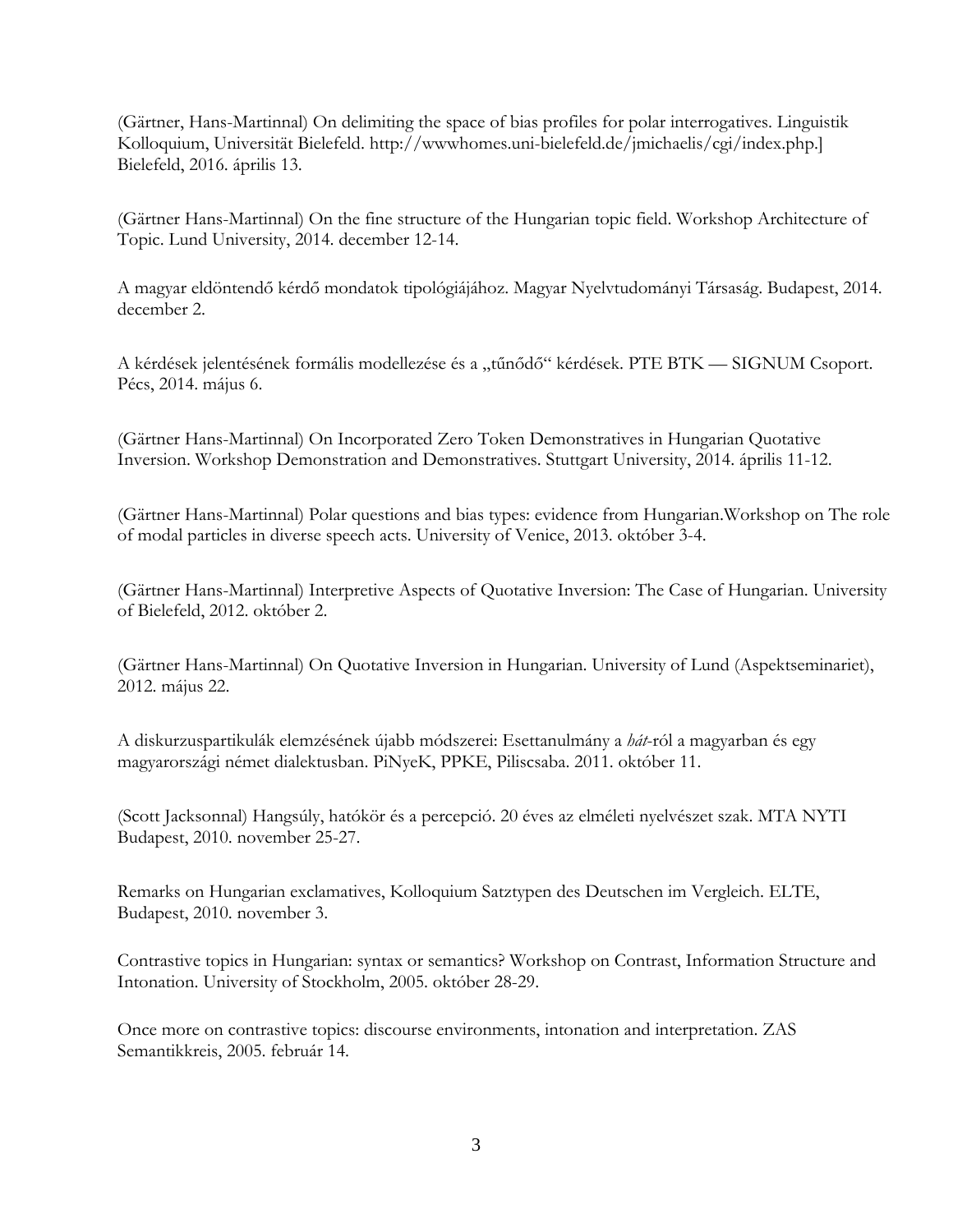(Gärtner, Hans-Martinnal) On delimiting the space of bias profiles for polar interrogatives. Linguistik Kolloquium, Universität Bielefeld. http://wwwhomes.uni-bielefeld.de/jmichaelis/cgi/index.php.] Bielefeld, 2016. április 13.

(Gärtner Hans-Martinnal) On the fine structure of the Hungarian topic field. Workshop Architecture of Topic. Lund University, 2014. december 12-14.

A magyar eldöntendő kérdő mondatok tipológiájához. Magyar Nyelvtudományi Társaság. Budapest, 2014. december 2.

A kérdések jelentésének formális modellezése és a „tűnődő" kérdések. PTE BTK — SIGNUM Csoport. Pécs, 2014. május 6.

(Gärtner Hans-Martinnal) On Incorporated Zero Token Demonstratives in Hungarian Quotative Inversion. Workshop Demonstration and Demonstratives. Stuttgart University, 2014. április 11-12.

(Gärtner Hans-Martinnal) Polar questions and bias types: evidence from Hungarian.Workshop on The role of modal particles in diverse speech acts. University of Venice, 2013. október 3-4.

(Gärtner Hans-Martinnal) Interpretive Aspects of Quotative Inversion: The Case of Hungarian. University of Bielefeld, 2012. október 2.

(Gärtner Hans-Martinnal) On Quotative Inversion in Hungarian. University of Lund (Aspektseminariet), 2012. május 22.

A diskurzuspartikulák elemzésének újabb módszerei: Esettanulmány a *hát*-ról a magyarban és egy magyarországi német dialektusban. PiNyeK, PPKE, Piliscsaba. 2011. október 11.

(Scott Jacksonnal) Hangsúly, hatókör és a percepció. 20 éves az elméleti nyelvészet szak. MTA NYTI Budapest, 2010. november 25-27.

Remarks on Hungarian exclamatives, Kolloquium Satztypen des Deutschen im Vergleich. ELTE, Budapest, 2010. november 3.

Contrastive topics in Hungarian: syntax or semantics? Workshop on Contrast, Information Structure and Intonation. University of Stockholm, 2005. október 28-29.

Once more on contrastive topics: discourse environments, intonation and interpretation. ZAS Semantikkreis, 2005. február 14.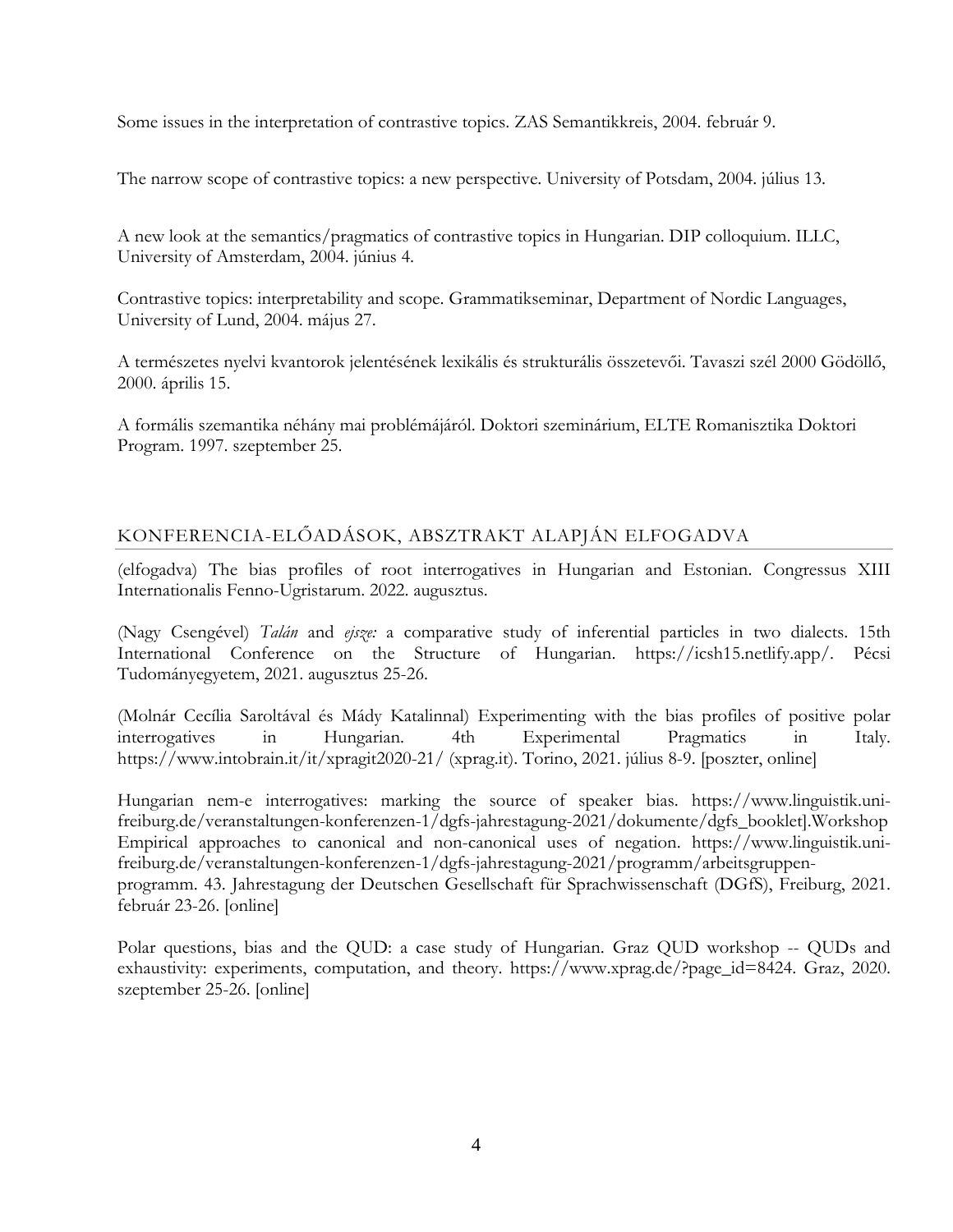Some issues in the interpretation of contrastive topics. ZAS Semantikkreis, 2004. február 9.

The narrow scope of contrastive topics: a new perspective. University of Potsdam, 2004. július 13.

A new look at the semantics/pragmatics of contrastive topics in Hungarian. DIP colloquium. ILLC, University of Amsterdam, 2004. június 4.

Contrastive topics: interpretability and scope. Grammatikseminar, Department of Nordic Languages, University of Lund, 2004. május 27.

A természetes nyelvi kvantorok jelentésének lexikális és strukturális összetevői. Tavaszi szél 2000 Gödöllő, 2000. április 15.

A formális szemantika néhány mai problémájáról. Doktori szeminárium, ELTE Romanisztika Doktori Program. 1997. szeptember 25.

## KONFERENCIA-ELŐADÁSOK, ABSZTRAKT ALAPJÁN ELFOGADVA

(elfogadva) The bias profiles of root interrogatives in Hungarian and Estonian. Congressus XIII Internationalis Fenno-Ugristarum. 2022. augusztus.

(Nagy Csengével) *Talán* and *ejsze:* a comparative study of inferential particles in two dialects. 15th International Conference on the Structure of Hungarian. https://icsh15.netlify.app/. Pécsi Tudományegyetem, 2021. augusztus 25-26.

(Molnár Cecília Saroltával és Mády Katalinnal) Experimenting with the bias profiles of positive polar interrogatives in Hungarian. 4th Experimental Pragmatics in Italy. https://www.intobrain.it/it/xpragit2020-21/ (xprag.it). Torino, 2021. július 8-9. [poszter, online]

Hungarian nem-e interrogatives: marking the source of speaker bias. https://www.linguistik.uni-freiburg.de/veranstaltungen-konferenzen-1/dgfs-jahrestagung-2021/dokumente/dgfs_booklet].Workshop Empirical approaches to canonical and non-canonical uses of negation. https://www.linguistik.uni-freiburg.de/veranstaltungen-konferenzen-1/dgfs-jahrestagung-2021/programm/arbeitsgruppen-programm. 43. Jahrestagung der Deutschen Gesellschaft für Sprachwissenschaft (DGfS), Freiburg, 2021. február 23-26. [online]

Polar questions, bias and the QUD: a case study of Hungarian. Graz QUD workshop -- QUDs and exhaustivity: experiments, computation, and theory. https://www.xprag.de/?page_id=8424. Graz, 2020. szeptember 25-26. [online]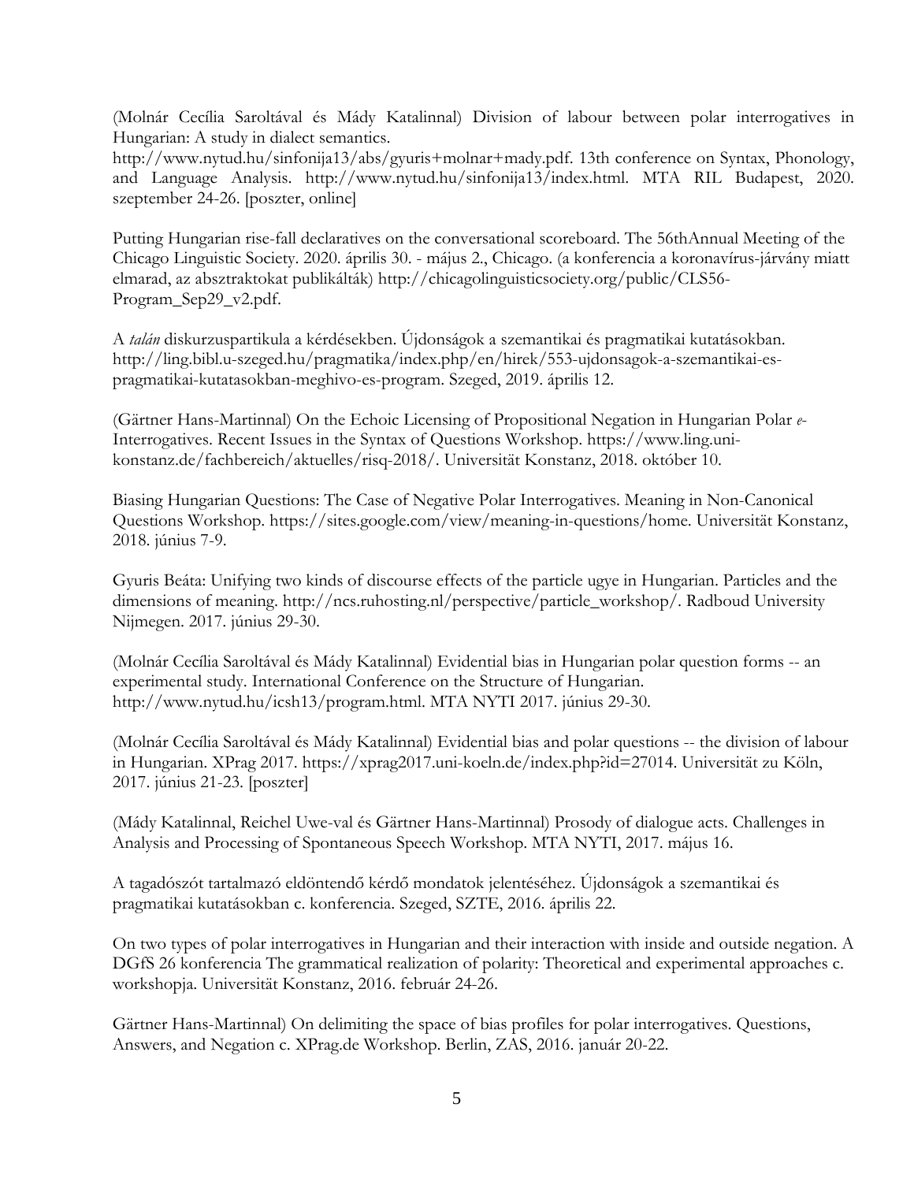(Molnár Cecília Saroltával és Mády Katalinnal) Division of labour between polar interrogatives in Hungarian: A study in dialect semantics. http://www.nytud.hu/sinfonija13/abs/gyuris+molnar+mady.pdf. 13th conference on Syntax, Phonology, and Language Analysis. http://www.nytud.hu/sinfonija13/index.html. MTA RIL Budapest, 2020. szeptember 24-26. [poszter, online]

Putting Hungarian rise-fall declaratives on the conversational scoreboard. The 56thAnnual Meeting of the Chicago Linguistic Society. 2020. április 30. - május 2., Chicago. (a konferencia a koronavírus-járvány miatt elmarad, az absztraktokat publikálták) http://chicagolinguisticsociety.org/public/CLS56-Program_Sep29_v2.pdf.

A *talán* diskurzuspartikula a kérdésekben. Újdonságok a szemantikai és pragmatikai kutatásokban. http://ling.bibl.u-szeged.hu/pragmatika/index.php/en/hirek/553-ujdonsagok-a-szemantikai-es-pragmatikai-kutatasokban-meghivo-es-program. Szeged, 2019. április 12.

(Gärtner Hans-Martinnal) On the Echoic Licensing of Propositional Negation in Hungarian Polar *e*-Interrogatives. Recent Issues in the Syntax of Questions Workshop. https://www.ling.uni-konstanz.de/fachbereich/aktuelles/risq-2018/. Universität Konstanz, 2018. október 10.

Biasing Hungarian Questions: The Case of Negative Polar Interrogatives. Meaning in Non-Canonical Questions Workshop. https://sites.google.com/view/meaning-in-questions/home. Universität Konstanz, 2018. június 7-9.

Gyuris Beáta: Unifying two kinds of discourse effects of the particle ugye in Hungarian. Particles and the dimensions of meaning. http://ncs.ruhosting.nl/perspective/particle_workshop/. Radboud University Nijmegen. 2017. június 29-30.

(Molnár Cecília Saroltával és Mády Katalinnal) Evidential bias in Hungarian polar question forms -- an experimental study. International Conference on the Structure of Hungarian. http://www.nytud.hu/icsh13/program.html. MTA NYTI 2017. június 29-30.

(Molnár Cecília Saroltával és Mády Katalinnal) Evidential bias and polar questions -- the division of labour in Hungarian. XPrag 2017. https://xprag2017.uni-koeln.de/index.php?id=27014. Universität zu Köln, 2017. június 21-23. [poszter]

(Mády Katalinnal, Reichel Uwe-val és Gärtner Hans-Martinnal) Prosody of dialogue acts. Challenges in Analysis and Processing of Spontaneous Speech Workshop. MTA NYTI, 2017. május 16.

A tagadószót tartalmazó eldöntendő kérdő mondatok jelentéséhez. Újdonságok a szemantikai és pragmatikai kutatásokban c. konferencia. Szeged, SZTE, 2016. április 22.

On two types of polar interrogatives in Hungarian and their interaction with inside and outside negation. A DGfS 26 konferencia The grammatical realization of polarity: Theoretical and experimental approaches c. workshopja. Universität Konstanz, 2016. február 24-26.

Gärtner Hans-Martinnal) On delimiting the space of bias profiles for polar interrogatives. Questions, Answers, and Negation c. XPrag.de Workshop. Berlin, ZAS, 2016. január 20-22.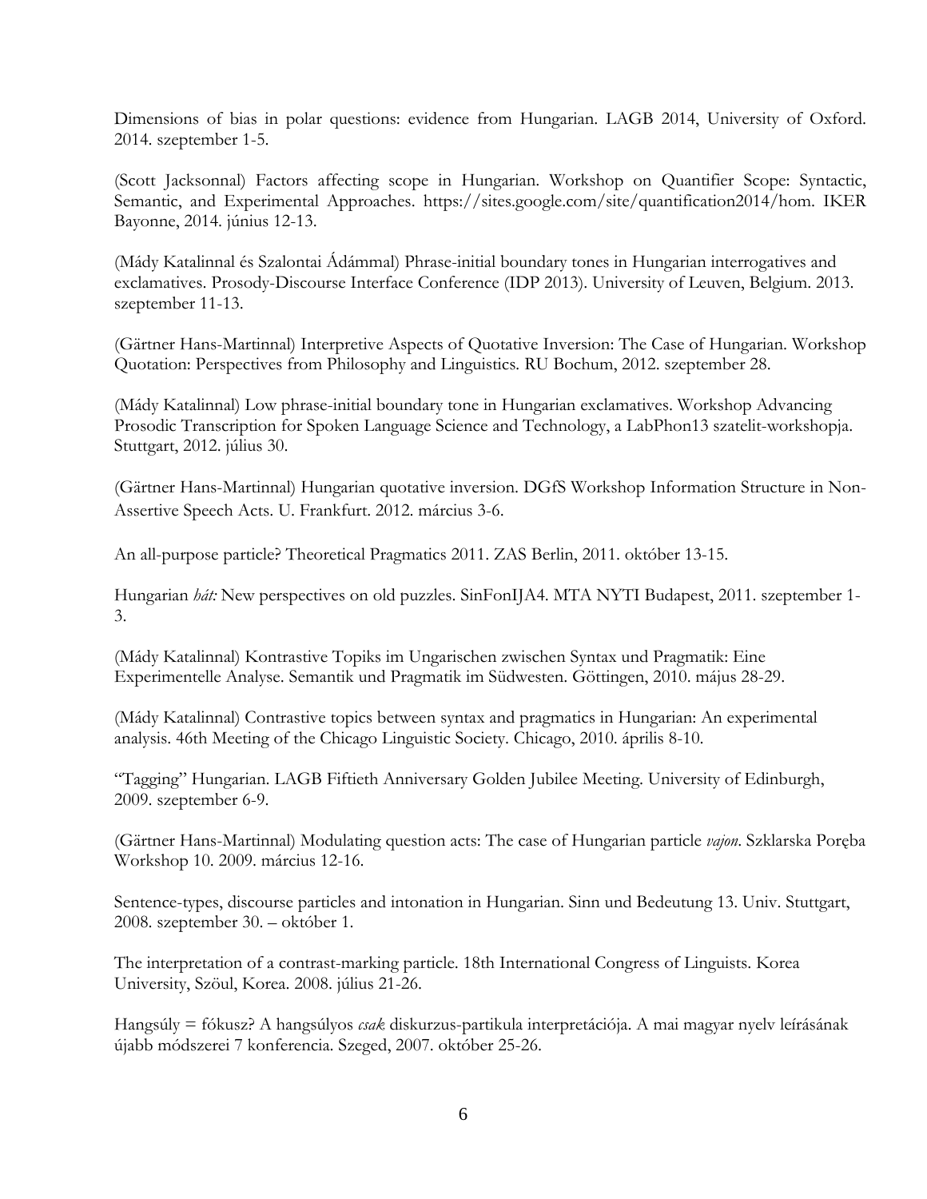Dimensions of bias in polar questions: evidence from Hungarian. LAGB 2014, University of Oxford. 2014. szeptember 1-5.

(Scott Jacksonnal) Factors affecting scope in Hungarian. Workshop on Quantifier Scope: Syntactic, Semantic, and Experimental Approaches. https://sites.google.com/site/quantification2014/hom. IKER Bayonne, 2014. június 12-13.

(Mády Katalinnal és Szalontai Ádámmal) Phrase-initial boundary tones in Hungarian interrogatives and exclamatives. Prosody-Discourse Interface Conference (IDP 2013). University of Leuven, Belgium. 2013. szeptember 11-13.

(Gärtner Hans-Martinnal) Interpretive Aspects of Quotative Inversion: The Case of Hungarian. Workshop Quotation: Perspectives from Philosophy and Linguistics. RU Bochum, 2012. szeptember 28.

(Mády Katalinnal) Low phrase-initial boundary tone in Hungarian exclamatives. Workshop Advancing Prosodic Transcription for Spoken Language Science and Technology, a LabPhon13 szatelit-workshopja. Stuttgart, 2012. július 30.

(Gärtner Hans-Martinnal) Hungarian quotative inversion. DGfS Workshop Information Structure in Non-Assertive Speech Acts. U. Frankfurt. 2012. március 3-6.

An all-purpose particle? Theoretical Pragmatics 2011. ZAS Berlin, 2011. október 13-15.

Hungarian *hát:* New perspectives on old puzzles. SinFonIJA4. MTA NYTI Budapest, 2011. szeptember 1-3.

(Mády Katalinnal) Kontrastive Topiks im Ungarischen zwischen Syntax und Pragmatik: Eine Experimentelle Analyse. Semantik und Pragmatik im Südwesten. Göttingen, 2010. május 28-29.

(Mády Katalinnal) Contrastive topics between syntax and pragmatics in Hungarian: An experimental analysis. 46th Meeting of the Chicago Linguistic Society. Chicago, 2010. április 8-10.

"Tagging" Hungarian. LAGB Fiftieth Anniversary Golden Jubilee Meeting. University of Edinburgh, 2009. szeptember 6-9.

(Gärtner Hans-Martinnal) Modulating question acts: The case of Hungarian particle *vajon*. Szklarska Poręba Workshop 10. 2009. március 12-16.

Sentence-types, discourse particles and intonation in Hungarian. Sinn und Bedeutung 13. Univ. Stuttgart, 2008. szeptember 30. – október 1.

The interpretation of a contrast-marking particle. 18th International Congress of Linguists. Korea University, Szöul, Korea. 2008. július 21-26.

Hangsúly = fókusz? A hangsúlyos *csak* diskurzus-partikula interpretációja. A mai magyar nyelv leírásának újabb módszerei 7 konferencia. Szeged, 2007. október 25-26.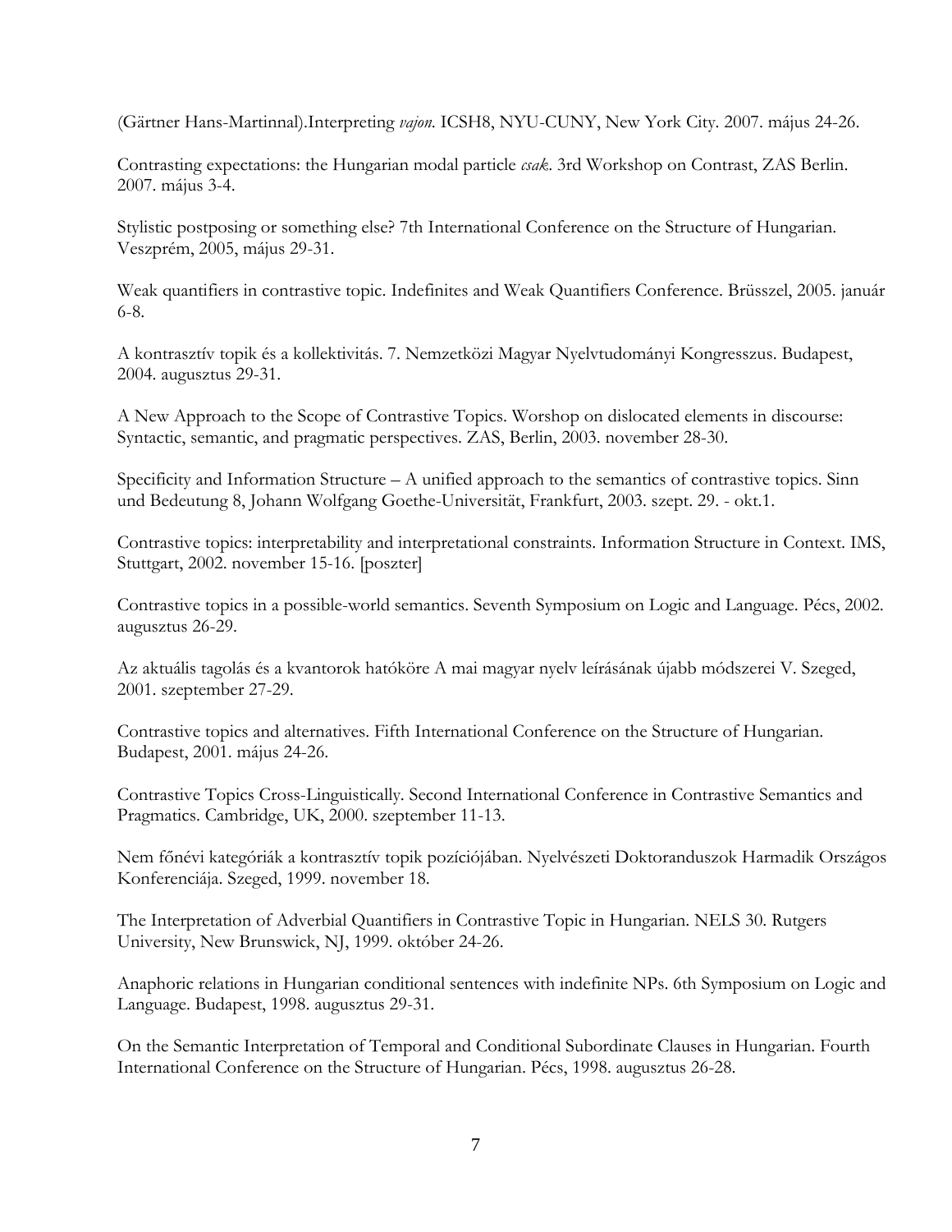(Gärtner Hans-Martinnal).Interpreting *vajon*. ICSH8, NYU-CUNY, New York City. 2007. május 24-26.

Contrasting expectations: the Hungarian modal particle *csak*. 3rd Workshop on Contrast, ZAS Berlin. 2007. május 3-4.

Stylistic postposing or something else? 7th International Conference on the Structure of Hungarian. Veszprém, 2005, május 29-31.

Weak quantifiers in contrastive topic. Indefinites and Weak Quantifiers Conference. Brüsszel, 2005. január 6-8.

A kontrasztív topik és a kollektivitás. 7. Nemzetközi Magyar Nyelvtudományi Kongresszus. Budapest, 2004. augusztus 29-31.

A New Approach to the Scope of Contrastive Topics. Worshop on dislocated elements in discourse: Syntactic, semantic, and pragmatic perspectives. ZAS, Berlin, 2003. november 28-30.

Specificity and Information Structure – A unified approach to the semantics of contrastive topics. Sinn und Bedeutung 8, Johann Wolfgang Goethe-Universität, Frankfurt, 2003. szept. 29. - okt.1.

Contrastive topics: interpretability and interpretational constraints. Information Structure in Context. IMS, Stuttgart, 2002. november 15-16. [poszter]

Contrastive topics in a possible-world semantics. Seventh Symposium on Logic and Language. Pécs, 2002. augusztus 26-29.

Az aktuális tagolás és a kvantorok hatóköre A mai magyar nyelv leírásának újabb módszerei V. Szeged, 2001. szeptember 27-29.

Contrastive topics and alternatives. Fifth International Conference on the Structure of Hungarian. Budapest, 2001. május 24-26.

Contrastive Topics Cross-Linguistically. Second International Conference in Contrastive Semantics and Pragmatics. Cambridge, UK, 2000. szeptember 11-13.

Nem főnévi kategóriák a kontrasztív topik pozíciójában. Nyelvészeti Doktoranduszok Harmadik Országos Konferenciája. Szeged, 1999. november 18.

The Interpretation of Adverbial Quantifiers in Contrastive Topic in Hungarian. NELS 30. Rutgers University, New Brunswick, NJ, 1999. október 24-26.

Anaphoric relations in Hungarian conditional sentences with indefinite NPs. 6th Symposium on Logic and Language. Budapest, 1998. augusztus 29-31.

On the Semantic Interpretation of Temporal and Conditional Subordinate Clauses in Hungarian. Fourth International Conference on the Structure of Hungarian. Pécs, 1998. augusztus 26-28.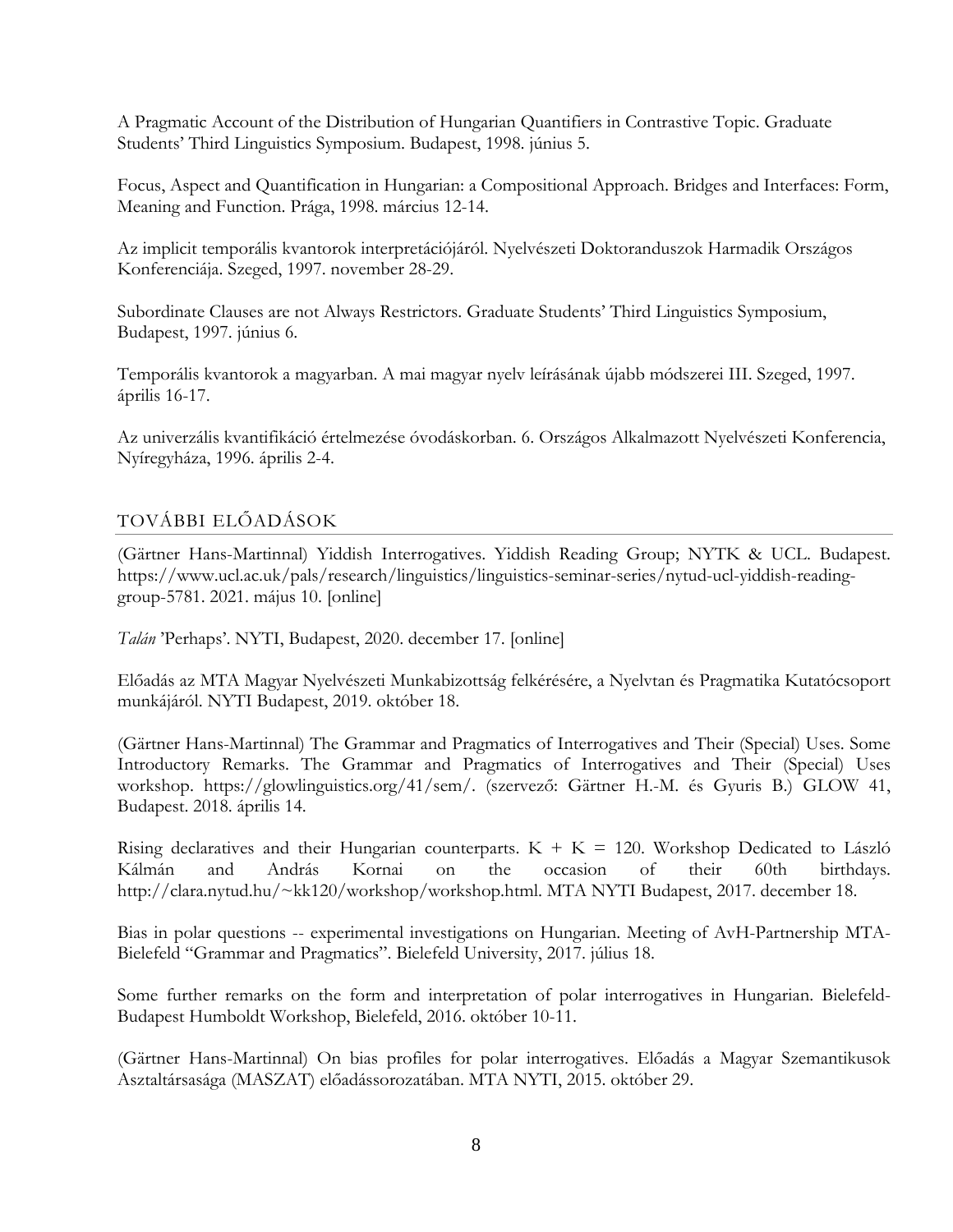A Pragmatic Account of the Distribution of Hungarian Quantifiers in Contrastive Topic. Graduate Students' Third Linguistics Symposium. Budapest, 1998. június 5.

Focus, Aspect and Quantification in Hungarian: a Compositional Approach. Bridges and Interfaces: Form, Meaning and Function. Prága, 1998. március 12-14.

Az implicit temporális kvantorok interpretációjáról. Nyelvészeti Doktoranduszok Harmadik Országos Konferenciája. Szeged, 1997. november 28-29.

Subordinate Clauses are not Always Restrictors. Graduate Students' Third Linguistics Symposium, Budapest, 1997. június 6.

Temporális kvantorok a magyarban. A mai magyar nyelv leírásának újabb módszerei III. Szeged, 1997. április 16-17.

Az univerzális kvantifikáció értelmezése óvodáskorban. 6. Országos Alkalmazott Nyelvészeti Konferencia, Nyíregyháza, 1996. április 2-4.

## TOVÁBBI ELŐADÁSOK

(Gärtner Hans-Martinnal) Yiddish Interrogatives. Yiddish Reading Group; NYTK & UCL. Budapest. https://www.ucl.ac.uk/pals/research/linguistics/linguistics-seminar-series/nytud-ucl-yiddish-reading-group-5781. 2021. május 10. [online]

*Talán* 'Perhaps'. NYTI, Budapest, 2020. december 17. [online]

Előadás az MTA Magyar Nyelvészeti Munkabizottság felkérésére, a Nyelvtan és Pragmatika Kutatócsoport munkájáról. NYTI Budapest, 2019. október 18.

(Gärtner Hans-Martinnal) The Grammar and Pragmatics of Interrogatives and Their (Special) Uses. Some Introductory Remarks. The Grammar and Pragmatics of Interrogatives and Their (Special) Uses workshop. https://glowlinguistics.org/41/sem/. (szervező: Gärtner H.-M. és Gyuris B.) GLOW 41, Budapest. 2018. április 14.

Rising declaratives and their Hungarian counterparts. K + K = 120. Workshop Dedicated to László Kálmán and András Kornai on the occasion of their 60th birthdays. http://clara.nytud.hu/~kk120/workshop/workshop.html. MTA NYTI Budapest, 2017. december 18.

Bias in polar questions -- experimental investigations on Hungarian. Meeting of AvH-Partnership MTA-Bielefeld "Grammar and Pragmatics". Bielefeld University, 2017. július 18.

Some further remarks on the form and interpretation of polar interrogatives in Hungarian. Bielefeld-Budapest Humboldt Workshop, Bielefeld, 2016. október 10-11.

(Gärtner Hans-Martinnal) On bias profiles for polar interrogatives. Előadás a Magyar Szemantikusok Asztaltársasága (MASZAT) előadássorozatában. MTA NYTI, 2015. október 29.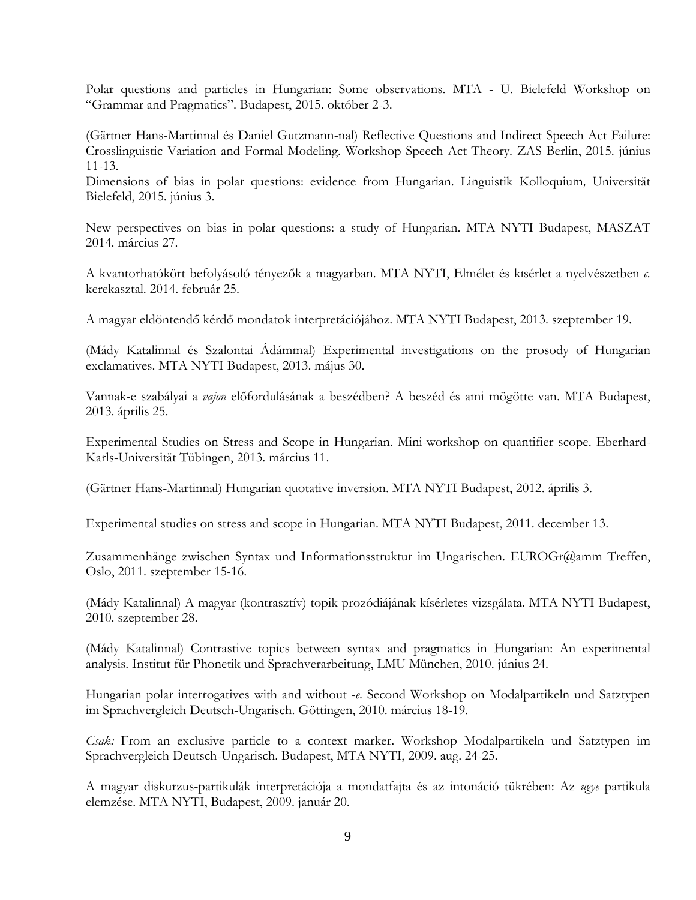Polar questions and particles in Hungarian: Some observations. MTA - U. Bielefeld Workshop on "Grammar and Pragmatics". Budapest, 2015. október 2-3.

(Gärtner Hans-Martinnal és Daniel Gutzmann-nal) Reflective Questions and Indirect Speech Act Failure: Crosslinguistic Variation and Formal Modeling. Workshop Speech Act Theory. ZAS Berlin, 2015. június 11-13.
Dimensions of bias in polar questions: evidence from Hungarian. Linguistik Kolloquium*,* Universität Bielefeld, 2015. június 3.

New perspectives on bias in polar questions: a study of Hungarian. MTA NYTI Budapest, MASZAT 2014. március 27.

A kvantorhatókört befolyásoló tényezők a magyarban. MTA NYTI, Elmélet és kísérlet a nyelvészetben *c.* kerekasztal. 2014. február 25.

A magyar eldöntendő kérdő mondatok interpretációjához. MTA NYTI Budapest, 2013. szeptember 19.

(Mády Katalinnal és Szalontai Ádámmal) Experimental investigations on the prosody of Hungarian exclamatives. MTA NYTI Budapest, 2013. május 30.

Vannak-e szabályai a *vajon* előfordulásának a beszédben? A beszéd és ami mögötte van. MTA Budapest, 2013. április 25.

Experimental Studies on Stress and Scope in Hungarian. Mini-workshop on quantifier scope. Eberhard-Karls-Universität Tübingen, 2013. március 11.

(Gärtner Hans-Martinnal) Hungarian quotative inversion. MTA NYTI Budapest, 2012. április 3.

Experimental studies on stress and scope in Hungarian. MTA NYTI Budapest, 2011. december 13.

Zusammenhänge zwischen Syntax und Informationsstruktur im Ungarischen. EUROGr@amm Treffen, Oslo, 2011. szeptember 15-16.

(Mády Katalinnal) A magyar (kontrasztív) topik prozódiájának kísérletes vizsgálata. MTA NYTI Budapest, 2010. szeptember 28.

(Mády Katalinnal) Contrastive topics between syntax and pragmatics in Hungarian: An experimental analysis. Institut für Phonetik und Sprachverarbeitung, LMU München, 2010. június 24.

Hungarian polar interrogatives with and without *-e*. Second Workshop on Modalpartikeln und Satztypen im Sprachvergleich Deutsch-Ungarisch. Göttingen, 2010. március 18-19.

*Csak:* From an exclusive particle to a context marker. Workshop Modalpartikeln und Satztypen im Sprachvergleich Deutsch-Ungarisch. Budapest, MTA NYTI, 2009. aug. 24-25.

A magyar diskurzus-partikulák interpretációja a mondatfajta és az intonáció tükrében: Az *ugye* partikula elemzése. MTA NYTI, Budapest, 2009. január 20.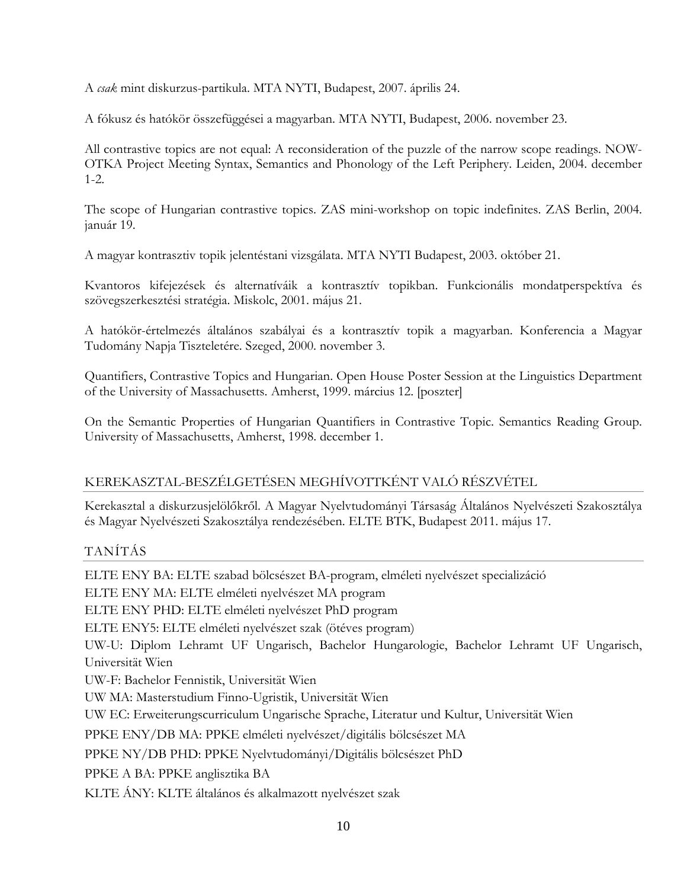A *csak* mint diskurzus-partikula. MTA NYTI, Budapest, 2007. április 24.

A fókusz és hatókör összefüggései a magyarban. MTA NYTI, Budapest, 2006. november 23.

All contrastive topics are not equal: A reconsideration of the puzzle of the narrow scope readings. NOW-OTKA Project Meeting Syntax, Semantics and Phonology of the Left Periphery. Leiden, 2004. december 1-2.

The scope of Hungarian contrastive topics. ZAS mini-workshop on topic indefinites. ZAS Berlin, 2004. január 19.

A magyar kontrasztiv topik jelentéstani vizsgálata. MTA NYTI Budapest, 2003. október 21.

Kvantoros kifejezések és alternatíváik a kontrasztív topikban. Funkcionális mondatperspektíva és szövegszerkesztési stratégia. Miskolc, 2001. május 21.

A hatókör-értelmezés általános szabályai és a kontrasztív topik a magyarban. Konferencia a Magyar Tudomány Napja Tiszteletére. Szeged, 2000. november 3.

Quantifiers, Contrastive Topics and Hungarian. Open House Poster Session at the Linguistics Department of the University of Massachusetts. Amherst, 1999. március 12. [poszter]

On the Semantic Properties of Hungarian Quantifiers in Contrastive Topic. Semantics Reading Group. University of Massachusetts, Amherst, 1998. december 1.

## KEREKASZTAL-BESZÉLGETÉSEN MEGHÍVOTTKÉNT VALÓ RÉSZVÉTEL

Kerekasztal a diskurzusjelölőkről. A Magyar Nyelvtudományi Társaság Általános Nyelvészeti Szakosztálya és Magyar Nyelvészeti Szakosztálya rendezésében. ELTE BTK, Budapest 2011. május 17.

## TANÍTÁS

ELTE ENY BA: ELTE szabad bölcsészet BA-program, elméleti nyelvészet specializáció

ELTE ENY MA: ELTE elméleti nyelvészet MA program

ELTE ENY PHD: ELTE elméleti nyelvészet PhD program

ELTE ENY5: ELTE elméleti nyelvészet szak (ötéves program)

UW-U: Diplom Lehramt UF Ungarisch, Bachelor Hungarologie, Bachelor Lehramt UF Ungarisch, Universität Wien

UW-F: Bachelor Fennistik, Universität Wien

UW MA: Masterstudium Finno-Ugristik, Universität Wien

UW EC: Erweiterungscurriculum Ungarische Sprache, Literatur und Kultur, Universität Wien

PPKE ENY/DB MA: PPKE elméleti nyelvészet/digitális bölcsészet MA

PPKE NY/DB PHD: PPKE Nyelvtudományi/Digitális bölcsészet PhD

PPKE A BA: PPKE anglisztika BA

KLTE ÁNY: KLTE általános és alkalmazott nyelvészet szak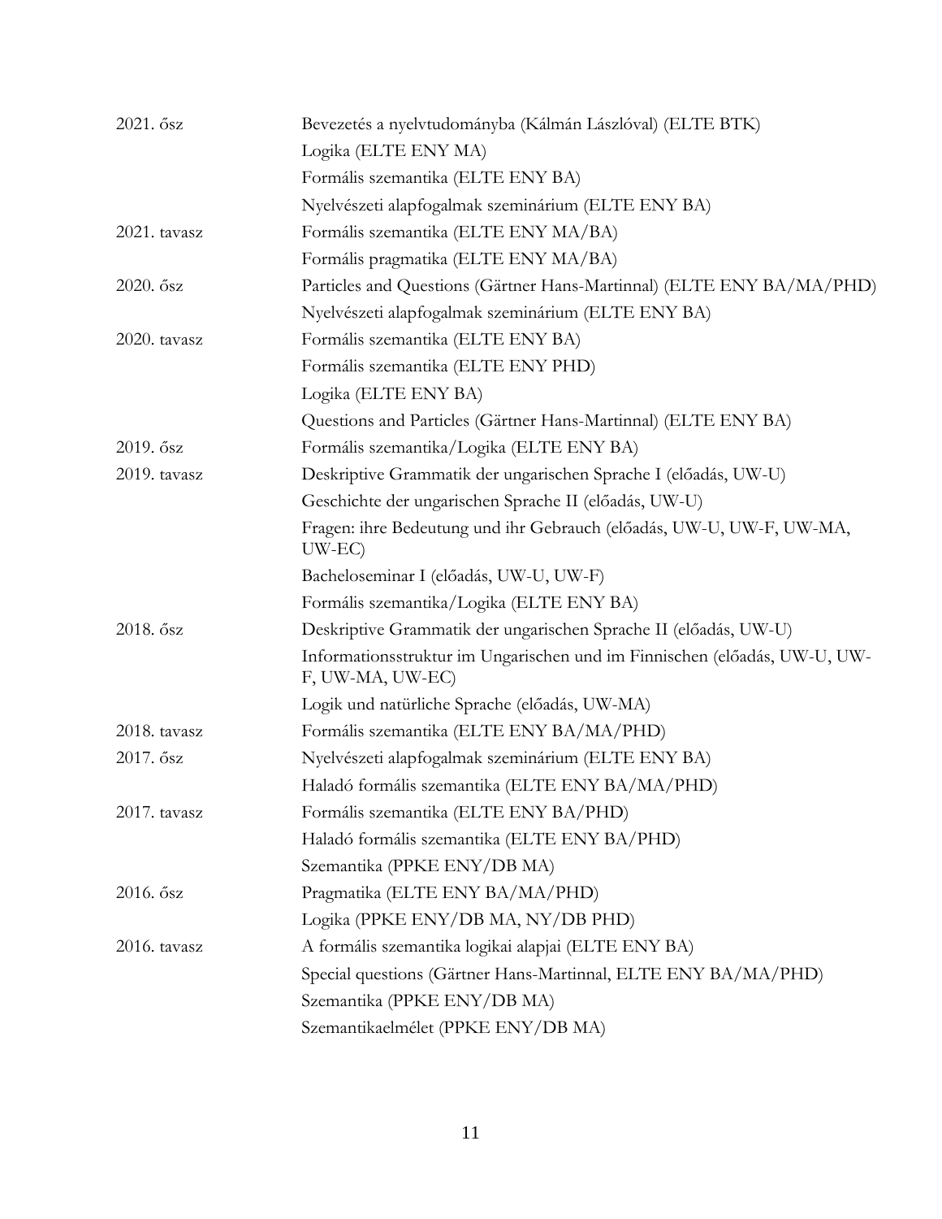| | |
|---|---|
| 2021. ősz | Bevezetés a nyelvtudományba (Kálmán Lászlóval) (ELTE BTK) |
| | Logika (ELTE ENY MA) |
| | Formális szemantika (ELTE ENY BA) |
| | Nyelvészeti alapfogalmak szeminárium (ELTE ENY BA) |
| 2021. tavasz | Formális szemantika (ELTE ENY MA/BA) |
| | Formális pragmatika (ELTE ENY MA/BA) |
| 2020. ősz | Particles and Questions (Gärtner Hans-Martinnal) (ELTE ENY BA/MA/PHD) |
| | Nyelvészeti alapfogalmak szeminárium (ELTE ENY BA) |
| 2020. tavasz | Formális szemantika (ELTE ENY BA) |
| | Formális szemantika (ELTE ENY PHD) |
| | Logika (ELTE ENY BA) |
| | Questions and Particles (Gärtner Hans-Martinnal) (ELTE ENY BA) |
| 2019. ősz | Formális szemantika/Logika (ELTE ENY BA) |
| 2019. tavasz | Deskriptive Grammatik der ungarischen Sprache I (előadás, UW-U) |
| | Geschichte der ungarischen Sprache II (előadás, UW-U) |
| | Fragen: ihre Bedeutung und ihr Gebrauch (előadás, UW-U, UW-F, UW-MA, UW-EC) |
| | Bacheloseminar I (előadás, UW-U, UW-F) |
| | Formális szemantika/Logika (ELTE ENY BA) |
| 2018. ősz | Deskriptive Grammatik der ungarischen Sprache II (előadás, UW-U) |
| | Informationsstruktur im Ungarischen und im Finnischen (előadás, UW-U, UW-F, UW-MA, UW-EC) |
| | Logik und natürliche Sprache (előadás, UW-MA) |
| 2018. tavasz | Formális szemantika (ELTE ENY BA/MA/PHD) |
| 2017. ősz | Nyelvészeti alapfogalmak szeminárium (ELTE ENY BA) |
| | Haladó formális szemantika (ELTE ENY BA/MA/PHD) |
| 2017. tavasz | Formális szemantika (ELTE ENY BA/PHD) |
| | Haladó formális szemantika (ELTE ENY BA/PHD) |
| | Szemantika (PPKE ENY/DB MA) |
| 2016. ősz | Pragmatika (ELTE ENY BA/MA/PHD) |
| | Logika (PPKE ENY/DB MA, NY/DB PHD) |
| 2016. tavasz | A formális szemantika logikai alapjai (ELTE ENY BA) |
| | Special questions (Gärtner Hans-Martinnal, ELTE ENY BA/MA/PHD) |
| | Szemantika (PPKE ENY/DB MA) |
| | Szemantikaelmélet (PPKE ENY/DB MA) |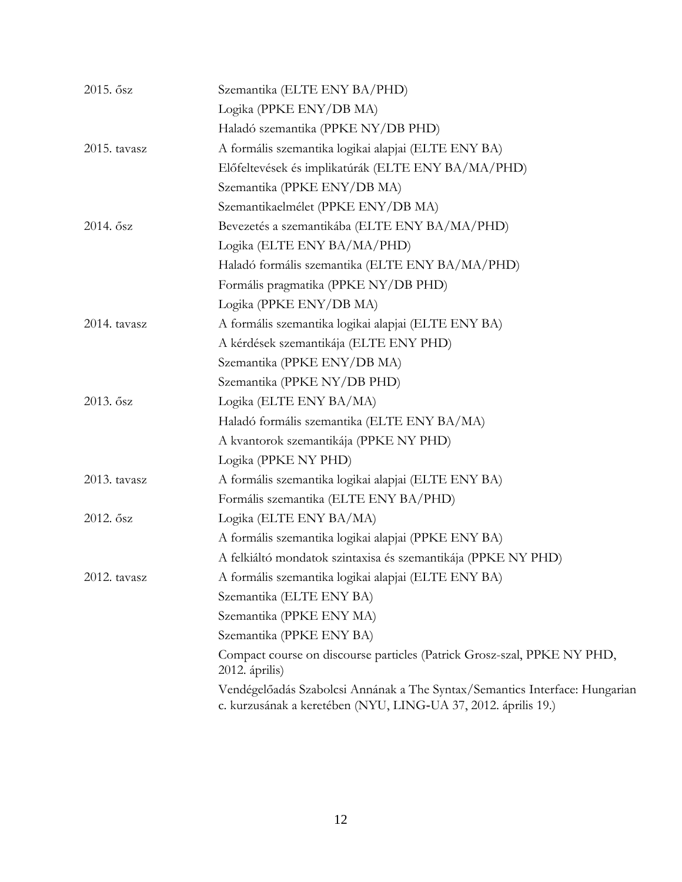| | |
|---|---|
| 2015. ősz | Szemantika (ELTE ENY BA/PHD) |
| | Logika (PPKE ENY/DB MA) |
| | Haladó szemantika (PPKE NY/DB PHD) |
| 2015. tavasz | A formális szemantika logikai alapjai (ELTE ENY BA) |
| | Előfeltevések és implikatúrák (ELTE ENY BA/MA/PHD) |
| | Szemantika (PPKE ENY/DB MA) |
| | Szemantikaelmélet (PPKE ENY/DB MA) |
| 2014. ősz | Bevezetés a szemantikába (ELTE ENY BA/MA/PHD) |
| | Logika (ELTE ENY BA/MA/PHD) |
| | Haladó formális szemantika (ELTE ENY BA/MA/PHD) |
| | Formális pragmatika (PPKE NY/DB PHD) |
| | Logika (PPKE ENY/DB MA) |
| 2014. tavasz | A formális szemantika logikai alapjai (ELTE ENY BA) |
| | A kérdések szemantikája (ELTE ENY PHD) |
| | Szemantika (PPKE ENY/DB MA) |
| | Szemantika (PPKE NY/DB PHD) |
| 2013. ősz | Logika (ELTE ENY BA/MA) |
| | Haladó formális szemantika (ELTE ENY BA/MA) |
| | A kvantorok szemantikája (PPKE NY PHD) |
| | Logika (PPKE NY PHD) |
| 2013. tavasz | A formális szemantika logikai alapjai (ELTE ENY BA) |
| | Formális szemantika (ELTE ENY BA/PHD) |
| 2012. ősz | Logika (ELTE ENY BA/MA) |
| | A formális szemantika logikai alapjai (PPKE ENY BA) |
| | A felkiáltó mondatok szintaxisa és szemantikája (PPKE NY PHD) |
| 2012. tavasz | A formális szemantika logikai alapjai (ELTE ENY BA) |
| | Szemantika (ELTE ENY BA) |
| | Szemantika (PPKE ENY MA) |
| | Szemantika (PPKE ENY BA) |
| | Compact course on discourse particles (Patrick Grosz-szal, PPKE NY PHD, 2012. április) |
| | Vendégelőadás Szabolcsi Annának a The Syntax/Semantics Interface: Hungarian c. kurzusának a keretében (NYU, LING-UA 37, 2012. április 19.) |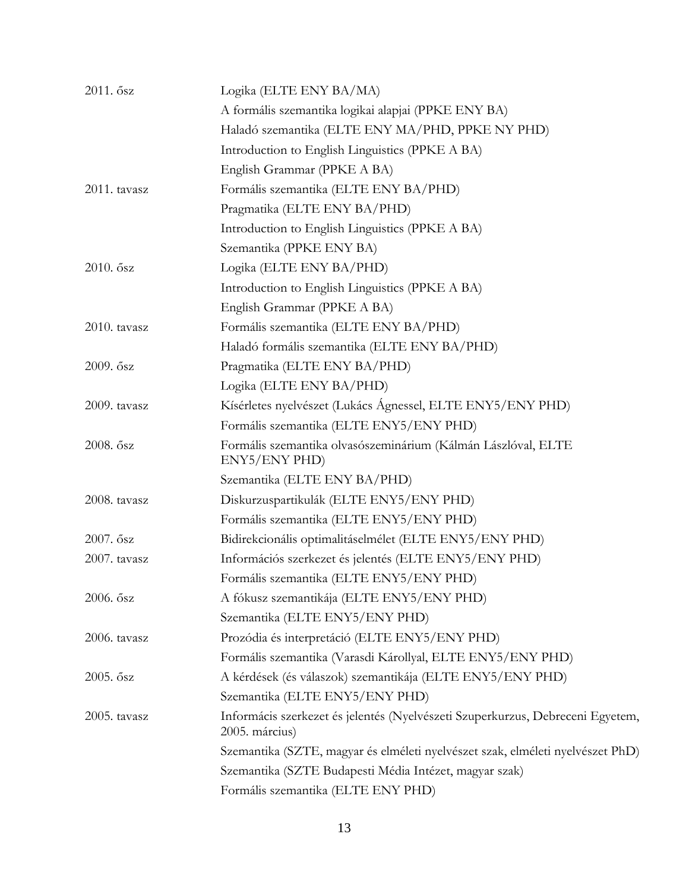| | |
|---|---|
| 2011. ősz | Logika (ELTE ENY BA/MA) |
| | A formális szemantika logikai alapjai (PPKE ENY BA) |
| | Haladó szemantika (ELTE ENY MA/PHD, PPKE NY PHD) |
| | Introduction to English Linguistics (PPKE A BA) |
| | English Grammar (PPKE A BA) |
| 2011. tavasz | Formális szemantika (ELTE ENY BA/PHD) |
| | Pragmatika (ELTE ENY BA/PHD) |
| | Introduction to English Linguistics (PPKE A BA) |
| | Szemantika (PPKE ENY BA) |
| 2010. ősz | Logika (ELTE ENY BA/PHD) |
| | Introduction to English Linguistics (PPKE A BA) |
| | English Grammar (PPKE A BA) |
| 2010. tavasz | Formális szemantika (ELTE ENY BA/PHD) |
| | Haladó formális szemantika (ELTE ENY BA/PHD) |
| 2009. ősz | Pragmatika (ELTE ENY BA/PHD) |
| | Logika (ELTE ENY BA/PHD) |
| 2009. tavasz | Kísérletes nyelvészet (Lukács Ágnessel, ELTE ENY5/ENY PHD) |
| | Formális szemantika (ELTE ENY5/ENY PHD) |
| 2008. ősz | Formális szemantika olvasószeminárium (Kálmán Lászlóval, ELTE ENY5/ENY PHD) |
| | Szemantika (ELTE ENY BA/PHD) |
| 2008. tavasz | Diskurzuspartikulák (ELTE ENY5/ENY PHD) |
| | Formális szemantika (ELTE ENY5/ENY PHD) |
| 2007. ősz | Bidirekcionális optimalitáselmélet (ELTE ENY5/ENY PHD) |
| 2007. tavasz | Információs szerkezet és jelentés (ELTE ENY5/ENY PHD) |
| | Formális szemantika (ELTE ENY5/ENY PHD) |
| 2006. ősz | A fókusz szemantikája (ELTE ENY5/ENY PHD) |
| | Szemantika (ELTE ENY5/ENY PHD) |
| 2006. tavasz | Prozódia és interpretáció (ELTE ENY5/ENY PHD) |
| | Formális szemantika (Varasdi Károllyal, ELTE ENY5/ENY PHD) |
| 2005. ősz | A kérdések (és válaszok) szemantikája (ELTE ENY5/ENY PHD) |
| | Szemantika (ELTE ENY5/ENY PHD) |
| 2005. tavasz | Informácis szerkezet és jelentés (Nyelvészeti Szuperkurzus, Debreceni Egyetem, 2005. március) |
| | Szemantika (SZTE, magyar és elméleti nyelvészet szak, elméleti nyelvészet PhD) |
| | Szemantika (SZTE Budapesti Média Intézet, magyar szak) |
| | Formális szemantika (ELTE ENY PHD) |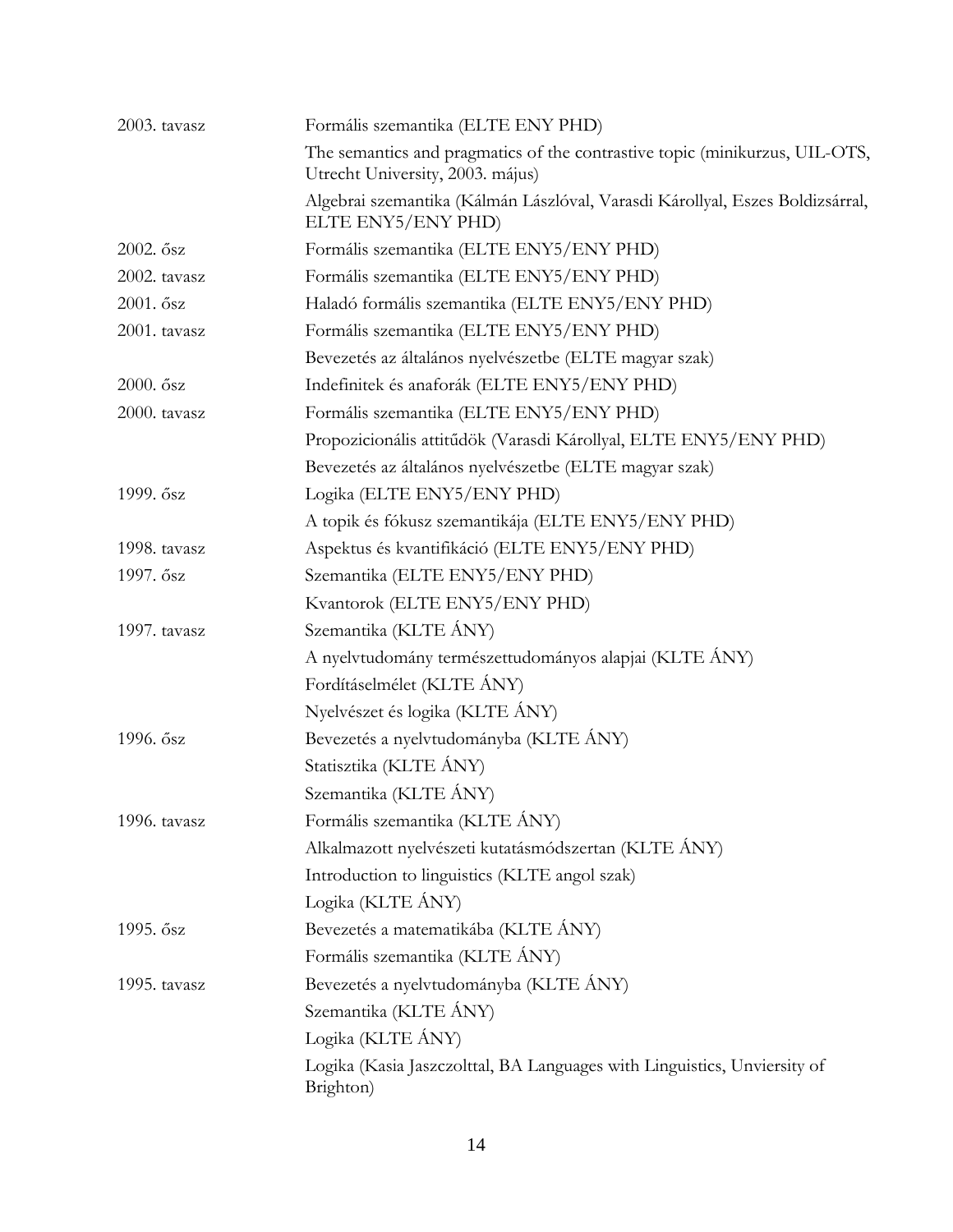| | |
|---|---|
| 2003. tavasz | Formális szemantika (ELTE ENY PHD) |
| | The semantics and pragmatics of the contrastive topic (minikurzus, UIL-OTS, Utrecht University, 2003. május) |
| | Algebrai szemantika (Kálmán Lászlóval, Varasdi Károllyal, Eszes Boldizsárral, ELTE ENY5/ENY PHD) |
| 2002. ősz | Formális szemantika (ELTE ENY5/ENY PHD) |
| 2002. tavasz | Formális szemantika (ELTE ENY5/ENY PHD) |
| 2001. ősz | Haladó formális szemantika (ELTE ENY5/ENY PHD) |
| 2001. tavasz | Formális szemantika (ELTE ENY5/ENY PHD) |
| | Bevezetés az általános nyelvészetbe (ELTE magyar szak) |
| 2000. ősz | Indefinitek és anaforák (ELTE ENY5/ENY PHD) |
| 2000. tavasz | Formális szemantika (ELTE ENY5/ENY PHD) |
| | Propozicionális attitűdök (Varasdi Károllyal, ELTE ENY5/ENY PHD) |
| | Bevezetés az általános nyelvészetbe (ELTE magyar szak) |
| 1999. ősz | Logika (ELTE ENY5/ENY PHD) |
| | A topik és fókusz szemantikája (ELTE ENY5/ENY PHD) |
| 1998. tavasz | Aspektus és kvantifikáció (ELTE ENY5/ENY PHD) |
| 1997. ősz | Szemantika (ELTE ENY5/ENY PHD) |
| | Kvantorok (ELTE ENY5/ENY PHD) |
| 1997. tavasz | Szemantika (KLTE ÁNY) |
| | A nyelvtudomány természettudományos alapjai (KLTE ÁNY) |
| | Fordításelmélet (KLTE ÁNY) |
| | Nyelvészet és logika (KLTE ÁNY) |
| 1996. ősz | Bevezetés a nyelvtudományba (KLTE ÁNY) |
| | Statisztika (KLTE ÁNY) |
| | Szemantika (KLTE ÁNY) |
| 1996. tavasz | Formális szemantika (KLTE ÁNY) |
| | Alkalmazott nyelvészeti kutatásmódszertan (KLTE ÁNY) |
| | Introduction to linguistics (KLTE angol szak) |
| | Logika (KLTE ÁNY) |
| 1995. ősz | Bevezetés a matematikába (KLTE ÁNY) |
| | Formális szemantika (KLTE ÁNY) |
| 1995. tavasz | Bevezetés a nyelvtudományba (KLTE ÁNY) |
| | Szemantika (KLTE ÁNY) |
| | Logika (KLTE ÁNY) |
| | Logika (Kasia Jaszczolttal, BA Languages with Linguistics, Unviersity of Brighton) |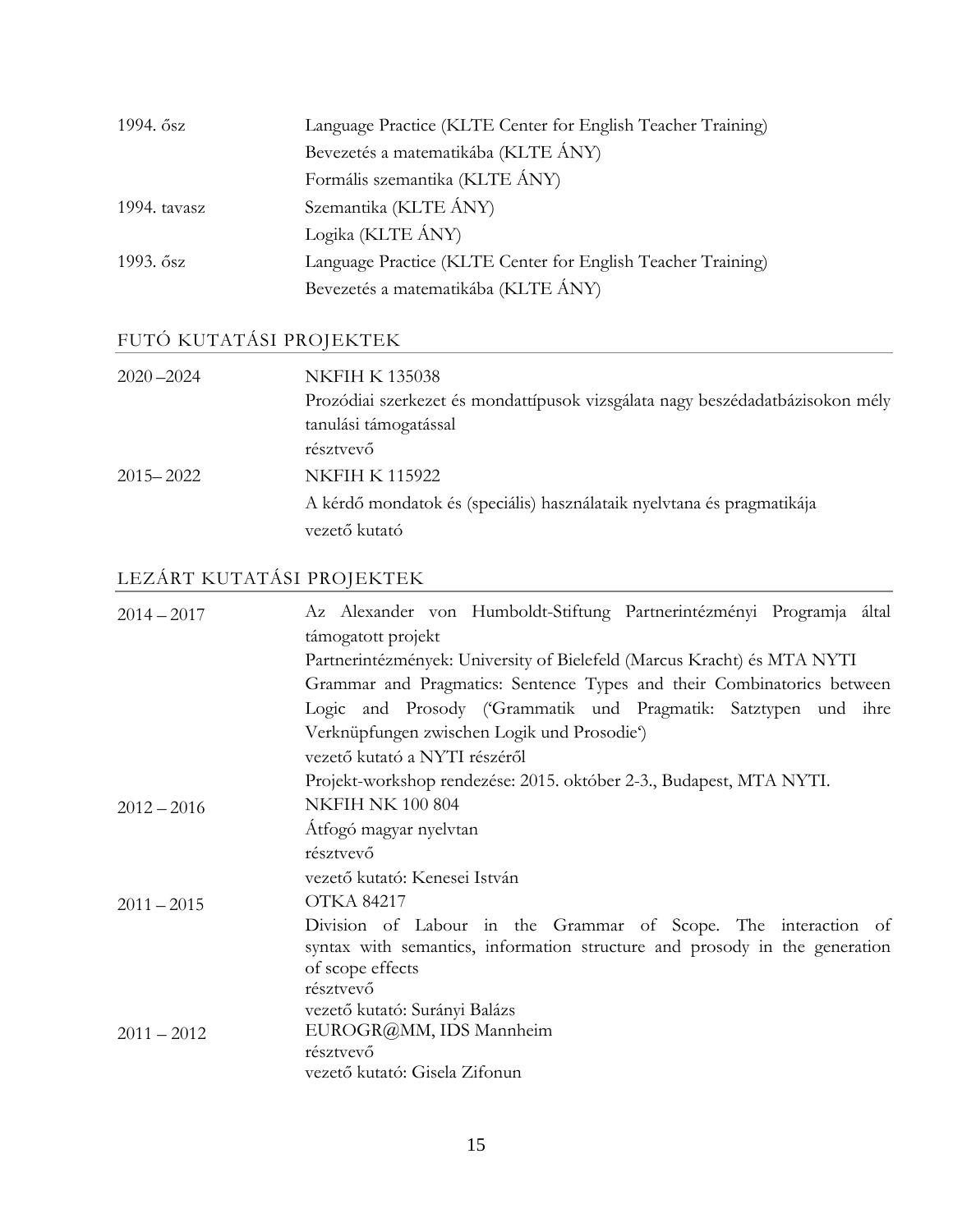| | |
|---|---|
| 1994. ősz | Language Practice (KLTE Center for English Teacher Training) |
| | Bevezetés a matematikába (KLTE ÁNY) |
| | Formális szemantika (KLTE ÁNY) |
| 1994. tavasz | Szemantika (KLTE ÁNY) |
| | Logika (KLTE ÁNY) |
| 1993. ősz | Language Practice (KLTE Center for English Teacher Training) |
| | Bevezetés a matematikába (KLTE ÁNY) |

## FUTÓ KUTATÁSI PROJEKTEK

| | |
|---|---|
| 2020 –2024 | NKFIH K 135038<br>Prozódiai szerkezet és mondattípusok vizsgálata nagy beszédadatbázisokon mély tanulási támogatással<br>résztvevő |
| 2015– 2022 | NKFIH K 115922<br>A kérdő mondatok és (speciális) használataik nyelvtana és pragmatikája<br>vezető kutató |

## LEZÁRT KUTATÁSI PROJEKTEK

| | |
|---|---|
| 2014 – 2017 | Az Alexander von Humboldt-Stiftung Partnerintézményi Programja által támogatott projekt<br>Partnerintézmények: University of Bielefeld (Marcus Kracht) és MTA NYTI<br>Grammar and Pragmatics: Sentence Types and their Combinatorics between Logic and Prosody ('Grammatik und Pragmatik: Satztypen und ihre Verknüpfungen zwischen Logik und Prosodie')<br>vezető kutató a NYTI részéről<br>Projekt-workshop rendezése: 2015. október 2-3., Budapest, MTA NYTI. |
| 2012 – 2016 | NKFIH NK 100 804<br>Átfogó magyar nyelvtan<br>résztvevő<br>vezető kutató: Kenesei István |
| 2011 – 2015 | OTKA 84217<br>Division of Labour in the Grammar of Scope. The interaction of syntax with semantics, information structure and prosody in the generation of scope effects<br>résztvevő<br>vezető kutató: Surányi Balázs |
| 2011 – 2012 | EUROGR@MM, IDS Mannheim<br>résztvevő<br>vezető kutató: Gisela Zifonun |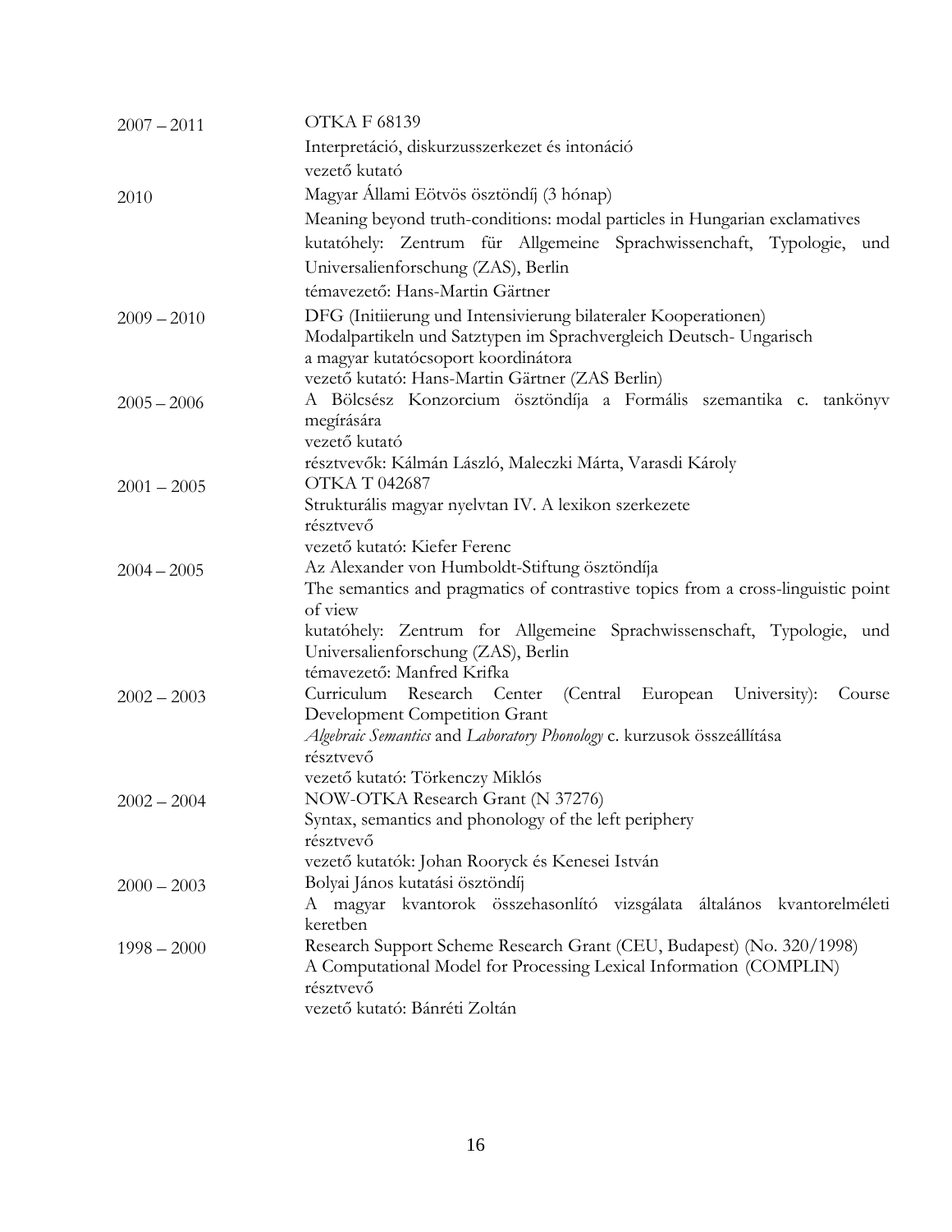| | |
|---|---|
| 2007 – 2011 | OTKA F 68139<br>Interpretáció, diskurzusszerkezet és intonáció<br>vezető kutató |
| 2010 | Magyar Állami Eötvös ösztöndíj (3 hónap)<br>Meaning beyond truth-conditions: modal particles in Hungarian exclamatives<br>kutatóhely: Zentrum für Allgemeine Sprachwissenchaft, Typologie, und Universalienforschung (ZAS), Berlin<br>témavezető: Hans-Martin Gärtner |
| 2009 – 2010 | DFG (Initiierung und Intensivierung bilateraler Kooperationen)<br>Modalpartikeln und Satztypen im Sprachvergleich Deutsch- Ungarisch<br>a magyar kutatócsoport koordinátora<br>vezető kutató: Hans-Martin Gärtner (ZAS Berlin) |
| 2005 – 2006 | A Bölcsész Konzorcium ösztöndíja a Formális szemantika c. tankönyv megírására<br>vezető kutató<br>résztvevők: Kálmán László, Maleczki Márta, Varasdi Károly |
| 2001 – 2005 | OTKA T 042687<br>Strukturális magyar nyelvtan IV. A lexikon szerkezete<br>résztvevő<br>vezető kutató: Kiefer Ferenc |
| 2004 – 2005 | Az Alexander von Humboldt-Stiftung ösztöndíja<br>The semantics and pragmatics of contrastive topics from a cross-linguistic point of view<br>kutatóhely: Zentrum for Allgemeine Sprachwissenschaft, Typologie, und Universalienforschung (ZAS), Berlin<br>témavezető: Manfred Krifka |
| 2002 – 2003 | Curriculum Research Center (Central European University): Course Development Competition Grant<br>*Algebraic Semantics* and *Laboratory Phonology* c. kurzusok összeállítása<br>résztvevő<br>vezető kutató: Törkenczy Miklós |
| 2002 – 2004 | NOW-OTKA Research Grant (N 37276)<br>Syntax, semantics and phonology of the left periphery<br>résztvevő<br>vezető kutatók: Johan Rooryck és Kenesei István |
| 2000 – 2003 | Bolyai János kutatási ösztöndíj<br>A magyar kvantorok összehasonlító vizsgálata általános kvantorelméleti keretben |
| 1998 – 2000 | Research Support Scheme Research Grant (CEU, Budapest) (No. 320/1998)<br>A Computational Model for Processing Lexical Information (COMPLIN)<br>résztvevő<br>vezető kutató: Bánréti Zoltán |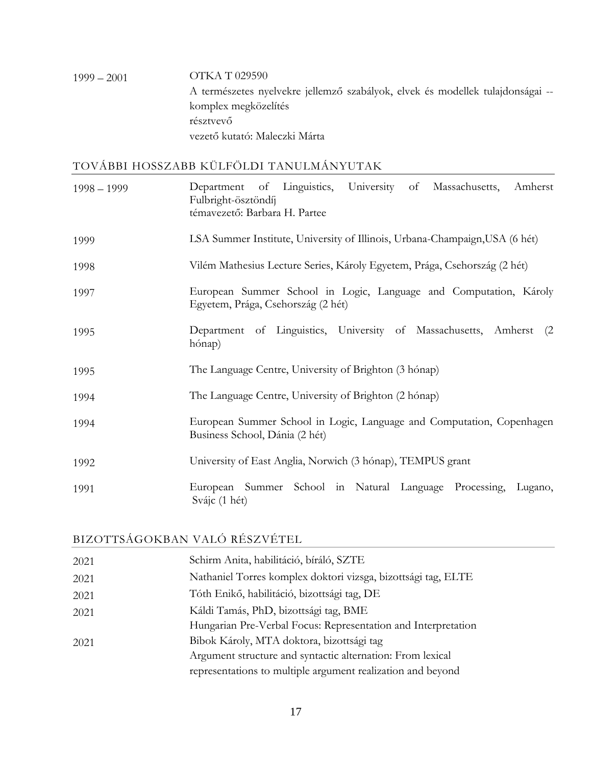| | |
|---|---|
| 1999 – 2001 | OTKA T 029590<br>A természetes nyelvekre jellemző szabályok, elvek és modellek tulajdonságai -- komplex megközelítés<br>résztvevő<br>vezető kutató: Maleczki Márta |

## TOVÁBBI HOSSZABB KÜLFÖLDI TANULMÁNYUTAK

| | |
|---|---|
| 1998 – 1999 | Department of Linguistics, University of Massachusetts, Amherst<br>Fulbright-ösztöndíj<br>témavezető: Barbara H. Partee |
| 1999 | LSA Summer Institute, University of Illinois, Urbana-Champaign,USA (6 hét) |
| 1998 | Vilém Mathesius Lecture Series, Károly Egyetem, Prága, Csehország (2 hét) |
| 1997 | European Summer School in Logic, Language and Computation, Károly Egyetem, Prága, Csehország (2 hét) |
| 1995 | Department of Linguistics, University of Massachusetts, Amherst (2 hónap) |
| 1995 | The Language Centre, University of Brighton (3 hónap) |
| 1994 | The Language Centre, University of Brighton (2 hónap) |
| 1994 | European Summer School in Logic, Language and Computation, Copenhagen Business School, Dánia (2 hét) |
| 1992 | University of East Anglia, Norwich (3 hónap), TEMPUS grant |
| 1991 | European Summer School in Natural Language Processing, Lugano, Svájc (1 hét) |

## BIZOTTSÁGOKBAN VALÓ RÉSZVÉTEL

| | |
|---|---|
| 2021 | Schirm Anita, habilitáció, bíráló, SZTE |
| 2021 | Nathaniel Torres komplex doktori vizsga, bizottsági tag, ELTE |
| 2021 | Tóth Enikő, habilitáció, bizottsági tag, DE |
| 2021 | Káldi Tamás, PhD, bizottsági tag, BME<br>Hungarian Pre-Verbal Focus: Representation and Interpretation |
| 2021 | Bibok Károly, MTA doktora, bizottsági tag<br>Argument structure and syntactic alternation: From lexical representations to multiple argument realization and beyond |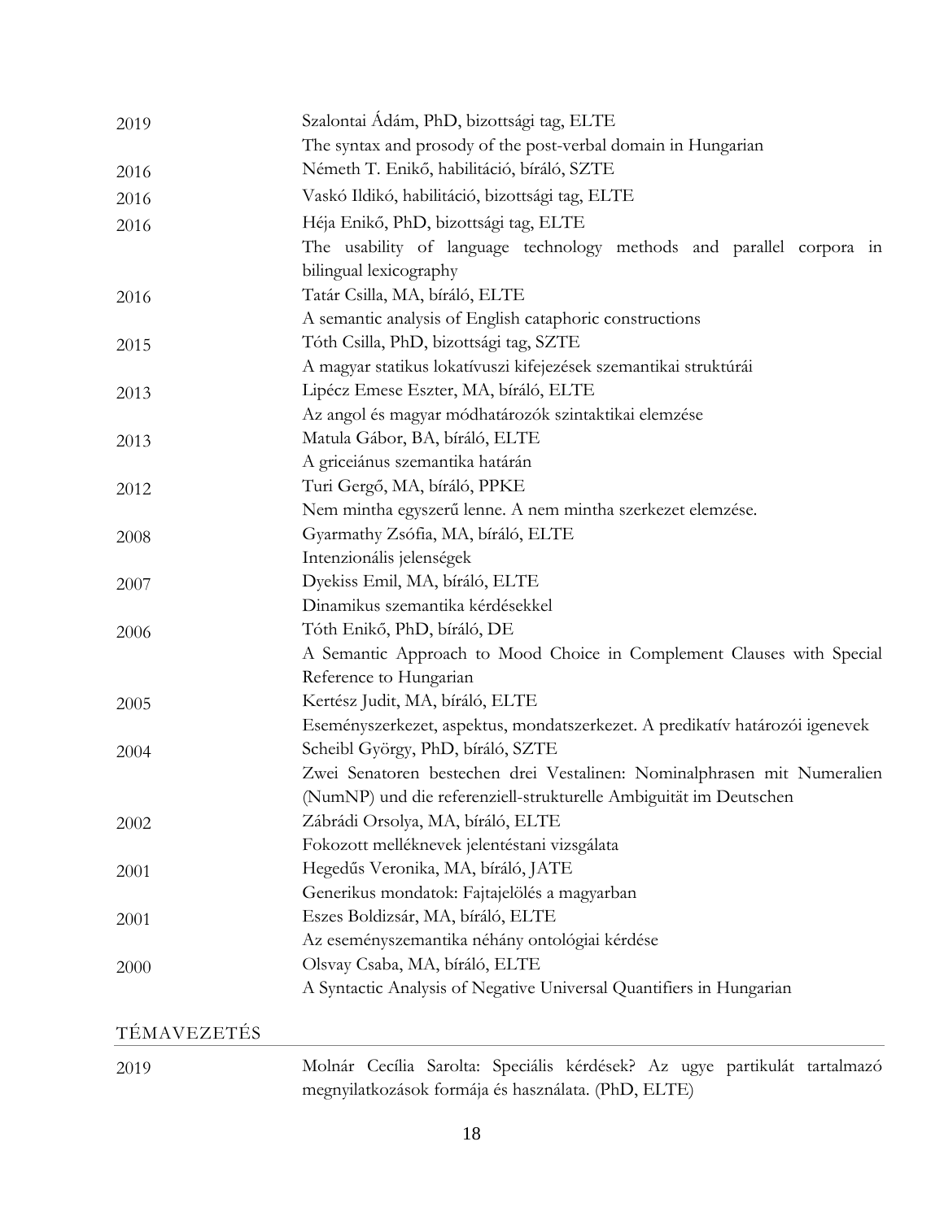| | |
|---|---|
| 2019 | Szalontai Ádám, PhD, bizottsági tag, ELTE<br>The syntax and prosody of the post-verbal domain in Hungarian |
| 2016 | Németh T. Enikő, habilitáció, bíráló, SZTE |
| 2016 | Vaskó Ildikó, habilitáció, bizottsági tag, ELTE |
| 2016 | Héja Enikő, PhD, bizottsági tag, ELTE<br>The usability of language technology methods and parallel corpora in bilingual lexicography |
| 2016 | Tatár Csilla, MA, bíráló, ELTE<br>A semantic analysis of English cataphoric constructions |
| 2015 | Tóth Csilla, PhD, bizottsági tag, SZTE<br>A magyar statikus lokatívuszi kifejezések szemantikai struktúrái |
| 2013 | Lipécz Emese Eszter, MA, bíráló, ELTE<br>Az angol és magyar módhatározók szintaktikai elemzése |
| 2013 | Matula Gábor, BA, bíráló, ELTE<br>A griceiánus szemantika határán |
| 2012 | Turi Gergő, MA, bíráló, PPKE<br>Nem mintha egyszerű lenne. A nem mintha szerkezet elemzése. |
| 2008 | Gyarmathy Zsófia, MA, bíráló, ELTE<br>Intenzionális jelenségek |
| 2007 | Dyekiss Emil, MA, bíráló, ELTE<br>Dinamikus szemantika kérdésekkel |
| 2006 | Tóth Enikő, PhD, bíráló, DE<br>A Semantic Approach to Mood Choice in Complement Clauses with Special Reference to Hungarian |
| 2005 | Kertész Judit, MA, bíráló, ELTE<br>Eseményszerkezet, aspektus, mondatszerkezet. A predikatív határozói igenevek |
| 2004 | Scheibl György, PhD, bíráló, SZTE<br>Zwei Senatoren bestechen drei Vestalinen: Nominalphrasen mit Numeralien (NumNP) und die referenziell-strukturelle Ambiguität im Deutschen |
| 2002 | Zábrádi Orsolya, MA, bíráló, ELTE<br>Fokozott melléknevek jelentéstani vizsgálata |
| 2001 | Hegedűs Veronika, MA, bíráló, JATE<br>Generikus mondatok: Fajtajelölés a magyarban |
| 2001 | Eszes Boldizsár, MA, bíráló, ELTE<br>Az eseményszemantika néhány ontológiai kérdése |
| 2000 | Olsvay Csaba, MA, bíráló, ELTE<br>A Syntactic Analysis of Negative Universal Quantifiers in Hungarian |

## TÉMAVEZETÉS

| | |
|---|---|
| 2019 | Molnár Cecília Sarolta: Speciális kérdések? Az ugye partikulát tartalmazó megnyilatkozások formája és használata. (PhD, ELTE) |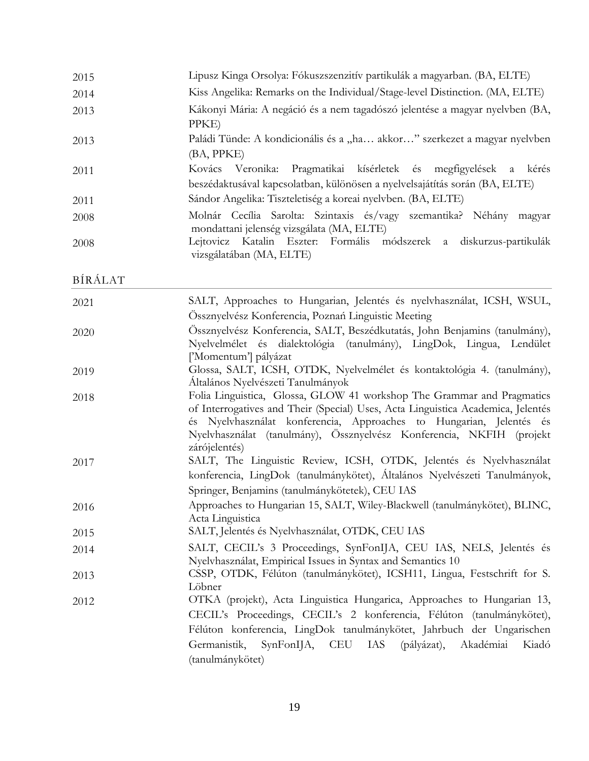| | |
|---|---|
| 2015 | Lipusz Kinga Orsolya: Fókuszszenzitív partikulák a magyarban. (BA, ELTE) |
| 2014 | Kiss Angelika: Remarks on the Individual/Stage-level Distinction. (MA, ELTE) |
| 2013 | Kákonyi Mária: A negáció és a nem tagadószó jelentése a magyar nyelvben (BA, PPKE) |
| 2013 | Paládi Tünde: A kondicionális és a „ha… akkor…" szerkezet a magyar nyelvben (BA, PPKE) |
| 2011 | Kovács Veronika: Pragmatikai kísérletek és megfigyelések a kérés beszédaktusával kapcsolatban, különösen a nyelvelsajátítás során (BA, ELTE) |
| 2011 | Sándor Angelika: Tiszteletiség a koreai nyelvben. (BA, ELTE) |
| 2008 | Molnár Cecília Sarolta: Szintaxis és/vagy szemantika? Néhány magyar mondattani jelenség vizsgálata (MA, ELTE) |
| 2008 | Lejtovicz Katalin Eszter: Formális módszerek a diskurzus-partikulák vizsgálatában (MA, ELTE) |

## BÍRÁLAT

| | |
|---|---|
| 2021 | SALT, Approaches to Hungarian, Jelentés és nyelvhasználat, ICSH, WSUL, Össznyelvész Konferencia, Poznań Linguistic Meeting |
| 2020 | Össznyelvész Konferencia, SALT, Beszédkutatás, John Benjamins (tanulmány), Nyelvelmélet és dialektológia (tanulmány), LingDok, Lingua, Lendület ['Momentum'] pályázat |
| 2019 | Glossa, SALT, ICSH, OTDK, Nyelvelmélet és kontaktológia 4. (tanulmány), Általános Nyelvészeti Tanulmányok |
| 2018 | Folia Linguistica, Glossa, GLOW 41 workshop The Grammar and Pragmatics of Interrogatives and Their (Special) Uses, Acta Linguistica Academica, Jelentés és Nyelvhasználat konferencia, Approaches to Hungarian, Jelentés és Nyelvhasználat (tanulmány), Össznyelvész Konferencia, NKFIH (projekt zárójelentés) |
| 2017 | SALT, The Linguistic Review, ICSH, OTDK, Jelentés és Nyelvhasználat konferencia, LingDok (tanulmánykötet), Általános Nyelvészeti Tanulmányok, Springer, Benjamins (tanulmánykötetek), CEU IAS |
| 2016 | Approaches to Hungarian 15, SALT, Wiley-Blackwell (tanulmánykötet), BLINC, Acta Linguistica |
| 2015 | SALT, Jelentés és Nyelvhasználat, OTDK, CEU IAS |
| 2014 | SALT, CECIL's 3 Proceedings, SynFonIJA, CEU IAS, NELS, Jelentés és Nyelvhasználat, Empirical Issues in Syntax and Semantics 10 |
| 2013 | CSSP, OTDK, Félúton (tanulmánykötet), ICSH11, Lingua, Festschrift for S. Löbner |
| 2012 | OTKA (projekt), Acta Linguistica Hungarica, Approaches to Hungarian 13, CECIL's Proceedings, CECIL's 2 konferencia, Félúton (tanulmánykötet), Félúton konferencia, LingDok tanulmánykötet, Jahrbuch der Ungarischen Germanistik, SynFonIJA, CEU IAS (pályázat), Akadémiai Kiadó (tanulmánykötet) |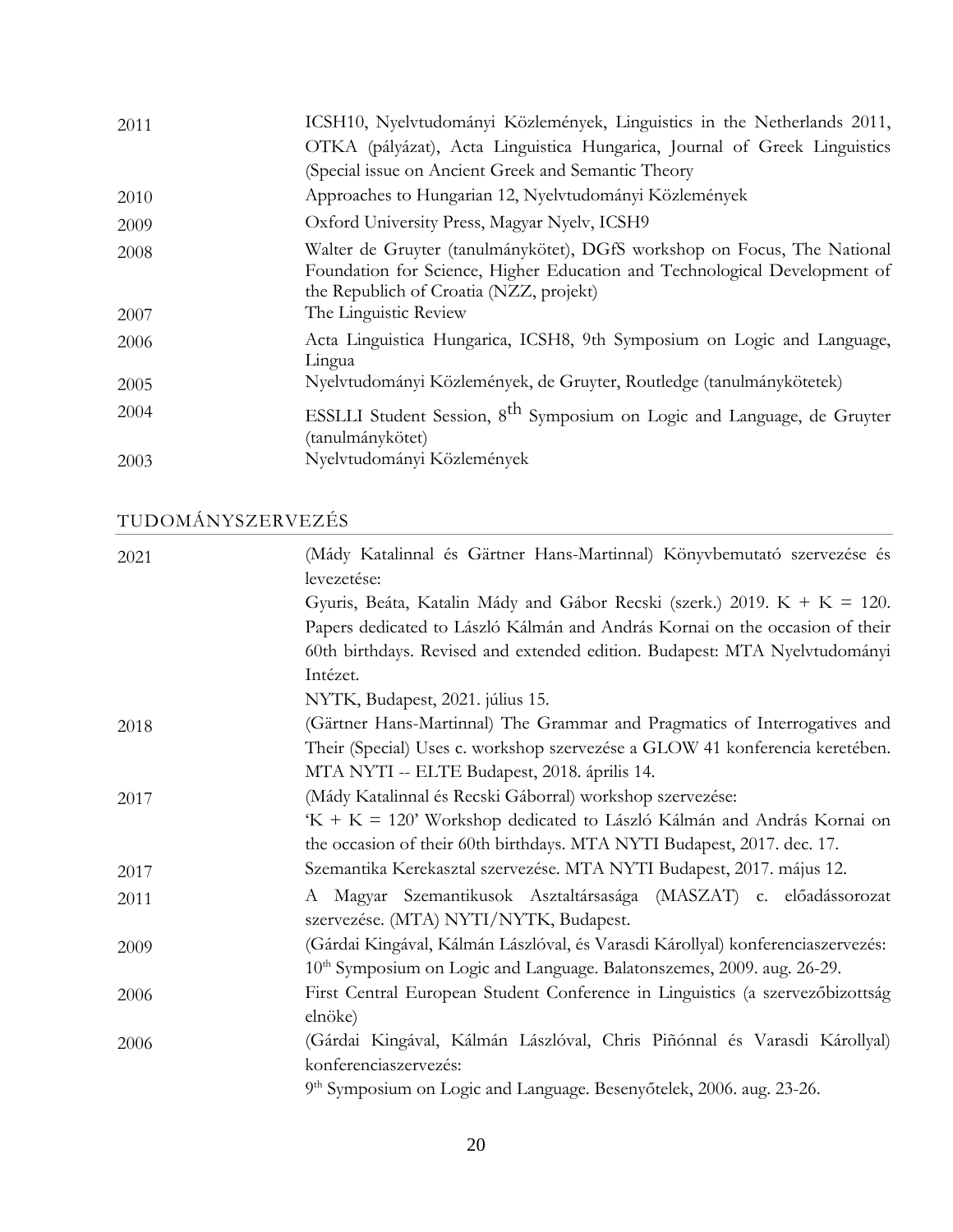| | |
|---|---|
| 2011 | ICSH10, Nyelvtudományi Közlemények, Linguistics in the Netherlands 2011, OTKA (pályázat), Acta Linguistica Hungarica, Journal of Greek Linguistics (Special issue on Ancient Greek and Semantic Theory |
| 2010 | Approaches to Hungarian 12, Nyelvtudományi Közlemények |
| 2009 | Oxford University Press, Magyar Nyelv, ICSH9 |
| 2008 | Walter de Gruyter (tanulmánykötet), DGfS workshop on Focus, The National Foundation for Science, Higher Education and Technological Development of the Republich of Croatia (NZZ, projekt) |
| 2007 | The Linguistic Review |
| 2006 | Acta Linguistica Hungarica, ICSH8, 9th Symposium on Logic and Language, Lingua |
| 2005 | Nyelvtudományi Közlemények, de Gruyter, Routledge (tanulmánykötetek) |
| 2004 | ESSLLI Student Session, 8th Symposium on Logic and Language, de Gruyter (tanulmánykötet) |
| 2003 | Nyelvtudományi Közlemények |

## TUDOMÁNYSZERVEZÉS

| | |
|---|---|
| 2021 | (Mády Katalinnal és Gärtner Hans-Martinnal) Könyvbemutató szervezése és levezetése: Gyuris, Beáta, Katalin Mády and Gábor Recski (szerk.) 2019. K + K = 120. Papers dedicated to László Kálmán and András Kornai on the occasion of their 60th birthdays. Revised and extended edition. Budapest: MTA Nyelvtudományi Intézet. NYTK, Budapest, 2021. július 15. |
| 2018 | (Gärtner Hans-Martinnal) The Grammar and Pragmatics of Interrogatives and Their (Special) Uses c. workshop szervezése a GLOW 41 konferencia keretében. MTA NYTI -- ELTE Budapest, 2018. április 14. |
| 2017 | (Mády Katalinnal és Recski Gáborral) workshop szervezése: 'K + K = 120' Workshop dedicated to László Kálmán and András Kornai on the occasion of their 60th birthdays. MTA NYTI Budapest, 2017. dec. 17. |
| 2017 | Szemantika Kerekasztal szervezése. MTA NYTI Budapest, 2017. május 12. |
| 2011 | A Magyar Szemantikusok Asztaltársasága (MASZAT) c. előadássorozat szervezése. (MTA) NYTI/NYTK, Budapest. |
| 2009 | (Gárdai Kingával, Kálmán Lászlóval, és Varasdi Károllyal) konferenciaszervezés: 10th Symposium on Logic and Language. Balatonszemes, 2009. aug. 26-29. |
| 2006 | First Central European Student Conference in Linguistics (a szervezőbizottság elnöke) |
| 2006 | (Gárdai Kingával, Kálmán Lászlóval, Chris Piñónnal és Varasdi Károllyal) konferenciaszervezés: 9th Symposium on Logic and Language. Besenyőtelek, 2006. aug. 23-26. |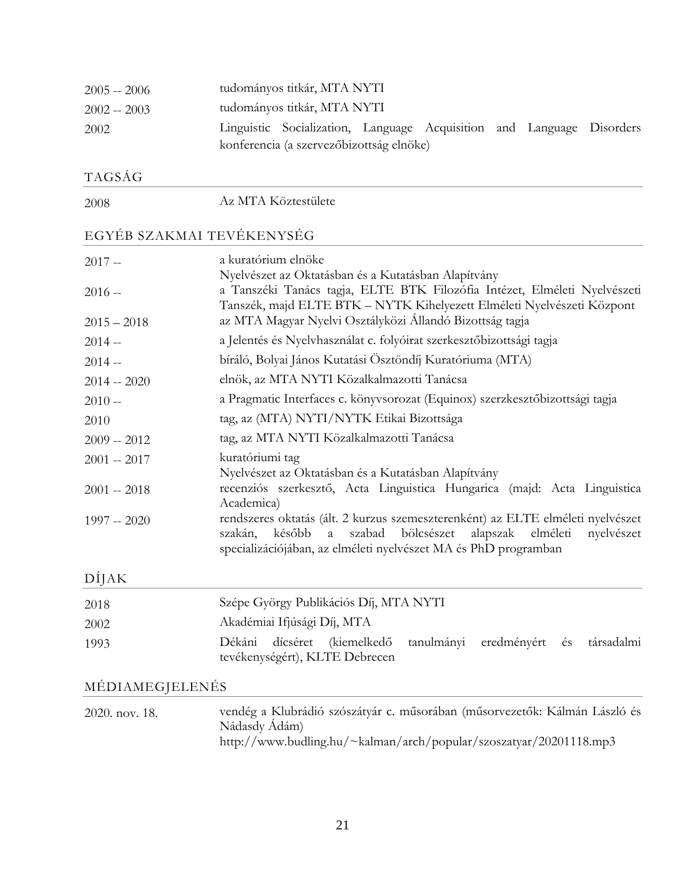| | |
|---|---|
| 2005 -- 2006 | tudományos titkár, MTA NYTI |
| 2002 -- 2003 | tudományos titkár, MTA NYTI |
| 2002 | Linguistic Socialization, Language Acquisition and Language Disorders konferencia (a szervezőbizottság elnöke) |

## TAGSÁG

| | |
|---|---|
| 2008 | Az MTA Köztestülete |

## EGYÉB SZAKMAI TEVÉKENYSÉG

| | |
|---|---|
| 2017 -- | a kuratórium elnöke<br>Nyelvészet az Oktatásban és a Kutatásban Alapítvány |
| 2016 -- | a Tanszéki Tanács tagja, ELTE BTK Filozófia Intézet, Elméleti Nyelvészeti Tanszék, majd ELTE BTK – NYTK Kihelyezett Elméleti Nyelvészeti Központ |
| 2015 – 2018 | az MTA Magyar Nyelvi Osztályközi Állandó Bizottság tagja |
| 2014 -- | a Jelentés és Nyelvhasználat c. folyóirat szerkesztőbizottsági tagja |
| 2014 -- | bíráló, Bolyai János Kutatási Ösztöndíj Kuratóriuma (MTA) |
| 2014 -- 2020 | elnök, az MTA NYTI Közalkalmazotti Tanácsa |
| 2010 -- | a Pragmatic Interfaces c. könyvsorozat (Equinox) szerzkesztőbizottsági tagja |
| 2010 | tag, az (MTA) NYTI/NYTK Etikai Bizottsága |
| 2009 -- 2012 | tag, az MTA NYTI Közalkalmazotti Tanácsa |
| 2001 -- 2017 | kuratóriumi tag<br>Nyelvészet az Oktatásban és a Kutatásban Alapítvány |
| 2001 -- 2018 | recenziós szerkesztő, Acta Linguistica Hungarica (majd: Acta Linguistica Academica) |
| 1997 -- 2020 | rendszeres oktatás (ált. 2 kurzus szemeszterenként) az ELTE elméleti nyelvészet szakán, később a szabad bölcsészet alapszak elméleti nyelvészet specializációjában, az elméleti nyelvészet MA és PhD programban |

## DÍJAK

| | |
|---|---|
| 2018 | Szépe György Publikációs Díj, MTA NYTI |
| 2002 | Akadémiai Ifjúsági Díj, MTA |
| 1993 | Dékáni dícséret (kiemelkedő tanulmányi eredményért és társadalmi tevékenységért), KLTE Debrecen |

## MÉDIAMEGJELENÉS

| | |
|---|---|
| 2020. nov. 18. | vendég a Klubrádió szószátyár c. műsorában (műsorvezetők: Kálmán László és Nádasdy Ádám)<br>http://www.budling.hu/~kalman/arch/popular/szoszatyar/20201118.mp3 |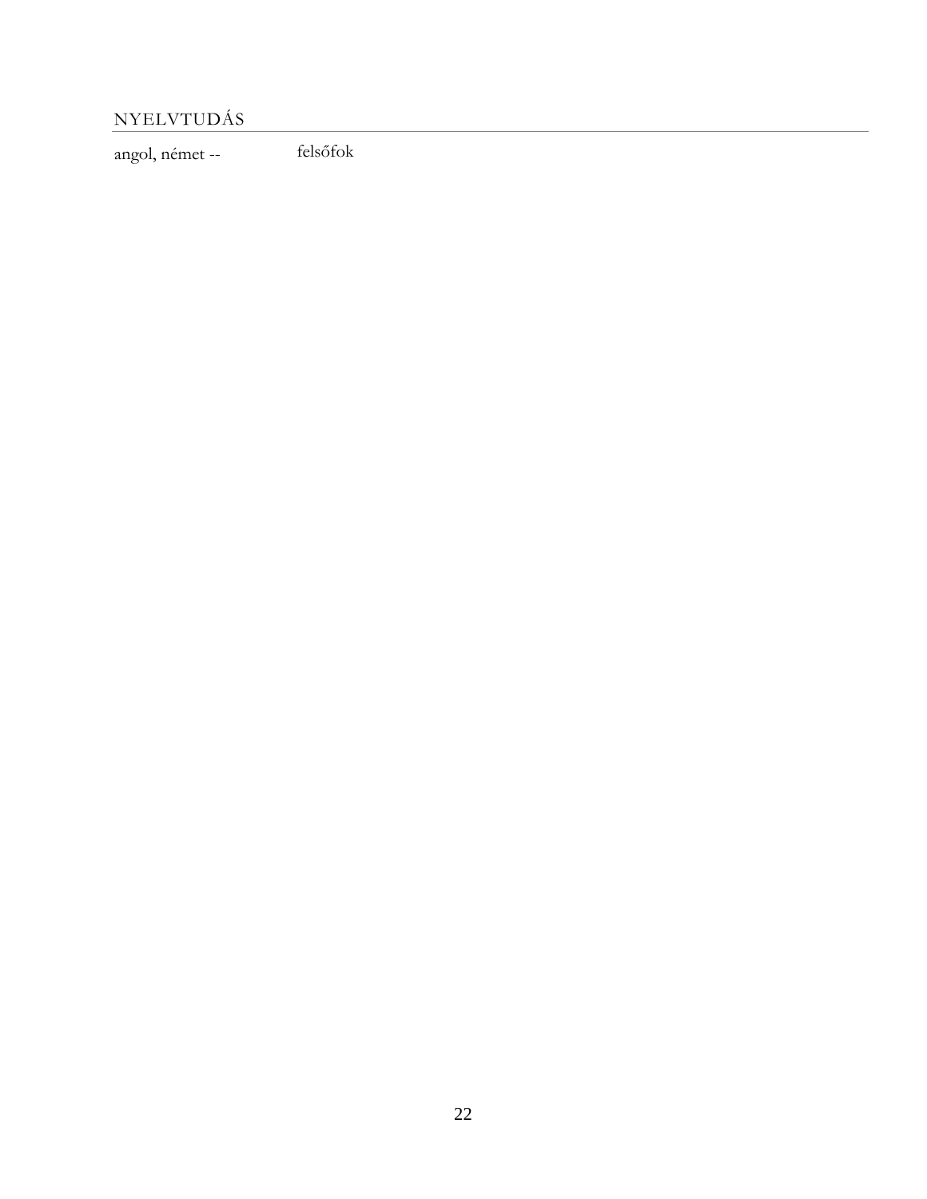## NYELVTUDÁS

angol, német -- felsőfok